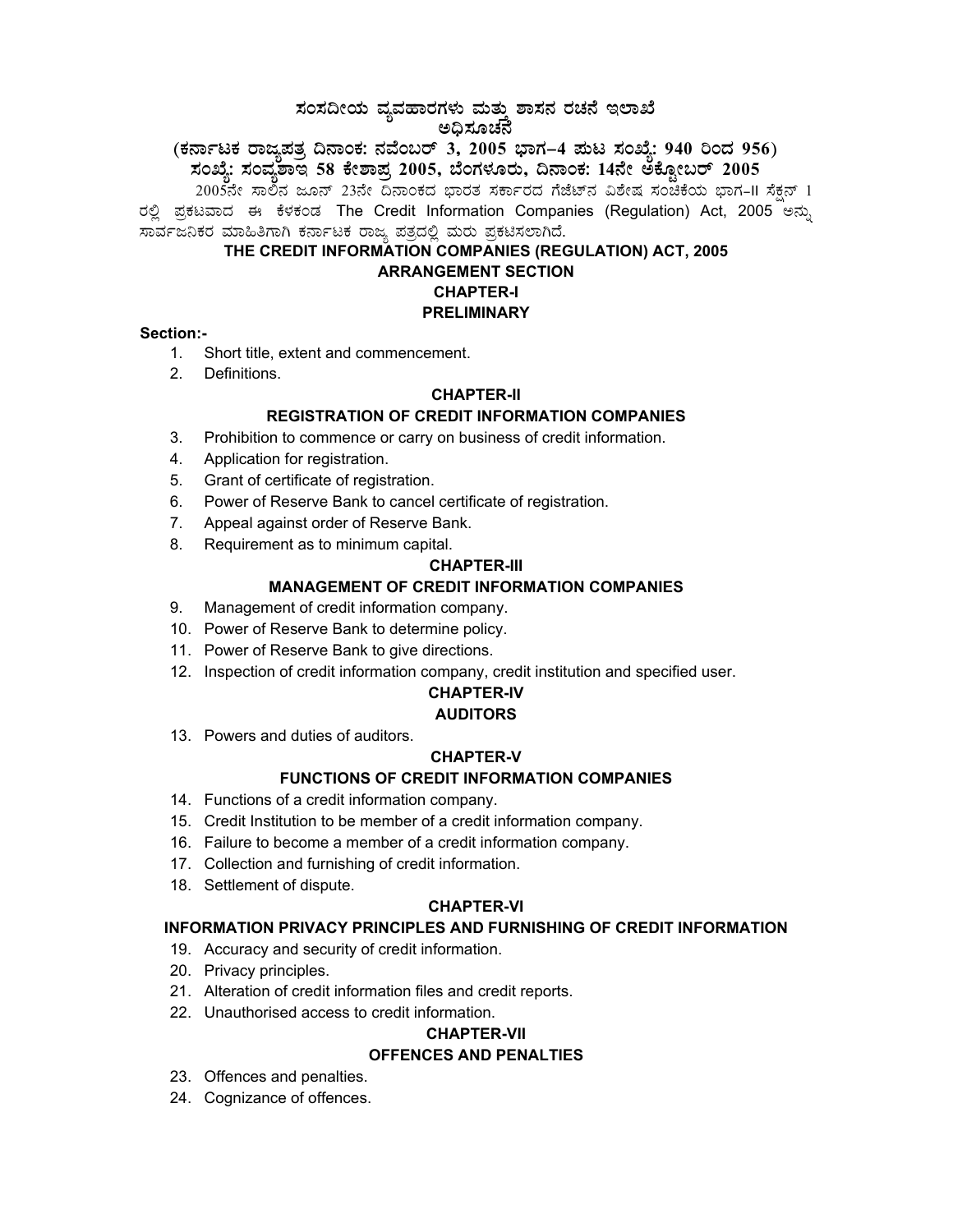# ಸಂಸದೀಯ ವ್ಯವಹಾರಗಳು ಮತ್ತು ಶಾಸನ ರಚನೆ ಇಲಾಖೆ

## ಅಧಿಸೂಚನೆ

**(ಕರ್ನಾಟಕ ರಾಜ್ಯಪತ್ರ ದಿನಾಂಕ: ನವೆಂಬರ್ 3, 2005 ಭಾಗ–4 ಪುಟ ಸಂಖ್ಯೆ: 940 ರಿಂದ 956)**

**ಸಂಖ್ಯೆ: ಸಂವ್ಯಶಾಇ 58 ಕೇಶಾಪ್ರ 2005, ಬೆಂಗಳೂರು, ದಿನಾಂಕ: 14ನೇ ಅಕ್ಟೋಬರ್ 2005**

2005ನೇ ಸಾಲಿನ ಜೂನ್ 23ನೇ ದಿನಾಂಕದ ಭಾರತ ಸರ್ಕಾರದ ಗೆಜೆಟ್‌ನ ವಿಶೇಷ ಸಂಚಿಕೆಯ ಭಾಗ-II ಸೆಕ್ಷನ್ 1 ರಲ್ಲಿ ಪ್ರಕಟವಾದ ಈ ಕೆಳಕಂಡ The Credit Information Companies (Regulation) Act, 2005 ಅನ್ನು ಸಾರ್ವಜನಿಕರ ಮಾಹಿತಿಗಾಗಿ ಕರ್ನಾಟಕ ರಾಜ್ಯ ಪತ್ರದಲ್ಲಿ ಮರು ಪ್ರಕಟಿಸಲಾಗಿದೆ.

# THE CREDIT INFORMATION COMPANIES (REGULATION) ACT, 2005

## ARRANGEMENT SECTION

### CHAPTER-I

### PRELIMINARY

**Section:-**

1. Short title, extent and commencement.
2. Definitions.

### CHAPTER-II

### REGISTRATION OF CREDIT INFORMATION COMPANIES

3. Prohibition to commence or carry on business of credit information.
4. Application for registration.
5. Grant of certificate of registration.
6. Power of Reserve Bank to cancel certificate of registration.
7. Appeal against order of Reserve Bank.
8. Requirement as to minimum capital.

### CHAPTER-III

### MANAGEMENT OF CREDIT INFORMATION COMPANIES

9. Management of credit information company.
10. Power of Reserve Bank to determine policy.
11. Power of Reserve Bank to give directions.
12. Inspection of credit information company, credit institution and specified user.

### CHAPTER-IV

### AUDITORS

13. Powers and duties of auditors.

### CHAPTER-V

### FUNCTIONS OF CREDIT INFORMATION COMPANIES

14. Functions of a credit information company.
15. Credit Institution to be member of a credit information company.
16. Failure to become a member of a credit information company.
17. Collection and furnishing of credit information.
18. Settlement of dispute.

### CHAPTER-VI

### INFORMATION PRIVACY PRINCIPLES AND FURNISHING OF CREDIT INFORMATION

19. Accuracy and security of credit information.
20. Privacy principles.
21. Alteration of credit information files and credit reports.
22. Unauthorised access to credit information.

### CHAPTER-VII

### OFFENCES AND PENALTIES

23. Offences and penalties.
24. Cognizance of offences.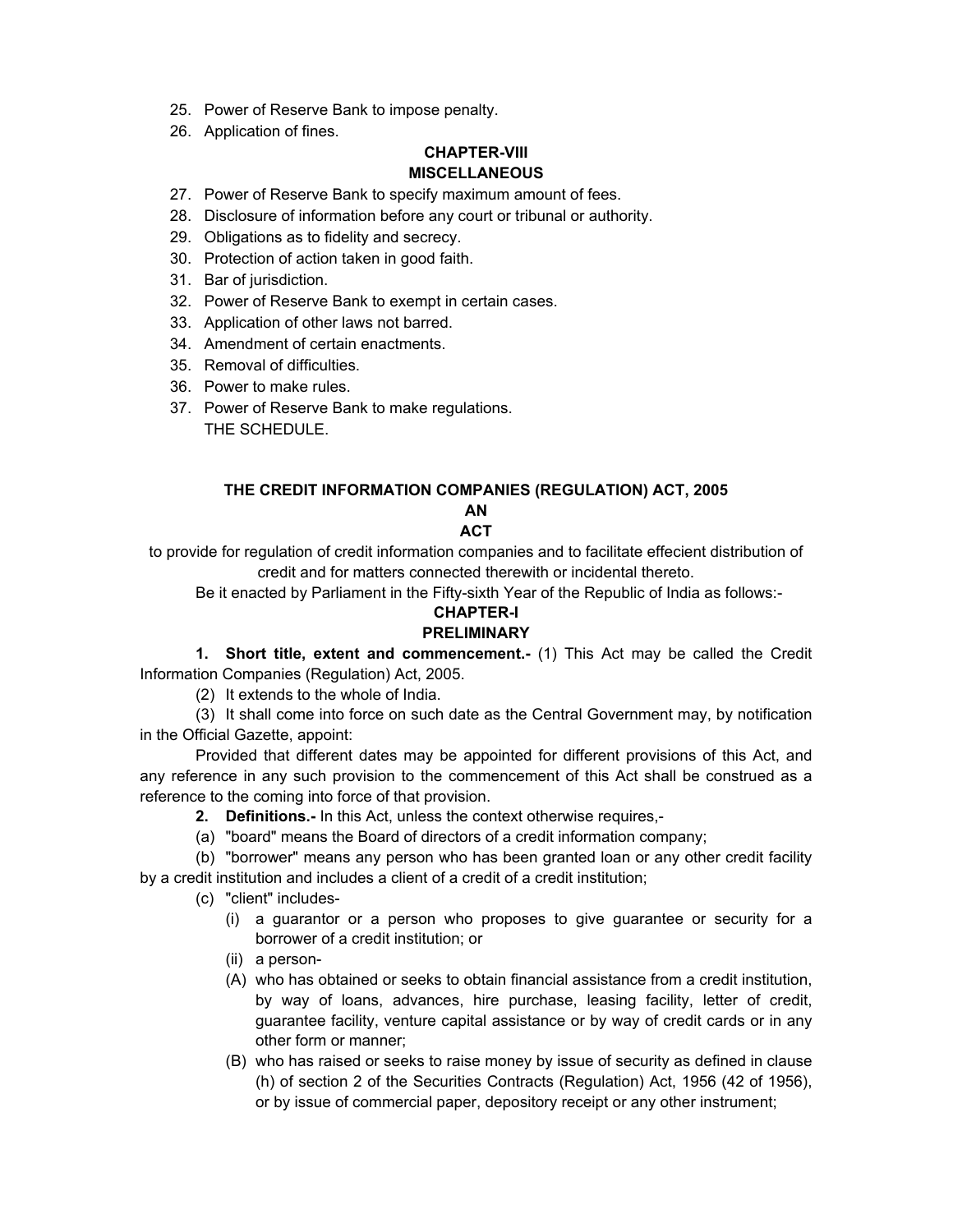25. Power of Reserve Bank to impose penalty.
26. Application of fines.

**CHAPTER-VIII**
**MISCELLANEOUS**

27. Power of Reserve Bank to specify maximum amount of fees.
28. Disclosure of information before any court or tribunal or authority.
29. Obligations as to fidelity and secrecy.
30. Protection of action taken in good faith.
31. Bar of jurisdiction.
32. Power of Reserve Bank to exempt in certain cases.
33. Application of other laws not barred.
34. Amendment of certain enactments.
35. Removal of difficulties.
36. Power to make rules.
37. Power of Reserve Bank to make regulations.

THE SCHEDULE.

# THE CREDIT INFORMATION COMPANIES (REGULATION) ACT, 2005

**AN**

**ACT**

to provide for regulation of credit information companies and to facilitate effecient distribution of credit and for matters connected therewith or incidental thereto.

Be it enacted by Parliament in the Fifty-sixth Year of the Republic of India as follows:-

## CHAPTER-I
## PRELIMINARY

**1. Short title, extent and commencement.-** (1) This Act may be called the Credit Information Companies (Regulation) Act, 2005.

(2) It extends to the whole of India.

(3) It shall come into force on such date as the Central Government may, by notification in the Official Gazette, appoint:

Provided that different dates may be appointed for different provisions of this Act, and any reference in any such provision to the commencement of this Act shall be construed as a reference to the coming into force of that provision.

**2. Definitions.-** In this Act, unless the context otherwise requires,-

(a) "board" means the Board of directors of a credit information company;

(b) "borrower" means any person who has been granted loan or any other credit facility by a credit institution and includes a client of a credit of a credit institution;

(c) "client" includes-

(i) a guarantor or a person who proposes to give guarantee or security for a borrower of a credit institution; or

(ii) a person-

(A) who has obtained or seeks to obtain financial assistance from a credit institution, by way of loans, advances, hire purchase, leasing facility, letter of credit, guarantee facility, venture capital assistance or by way of credit cards or in any other form or manner;

(B) who has raised or seeks to raise money by issue of security as defined in clause (h) of section 2 of the Securities Contracts (Regulation) Act, 1956 (42 of 1956), or by issue of commercial paper, depository receipt or any other instrument;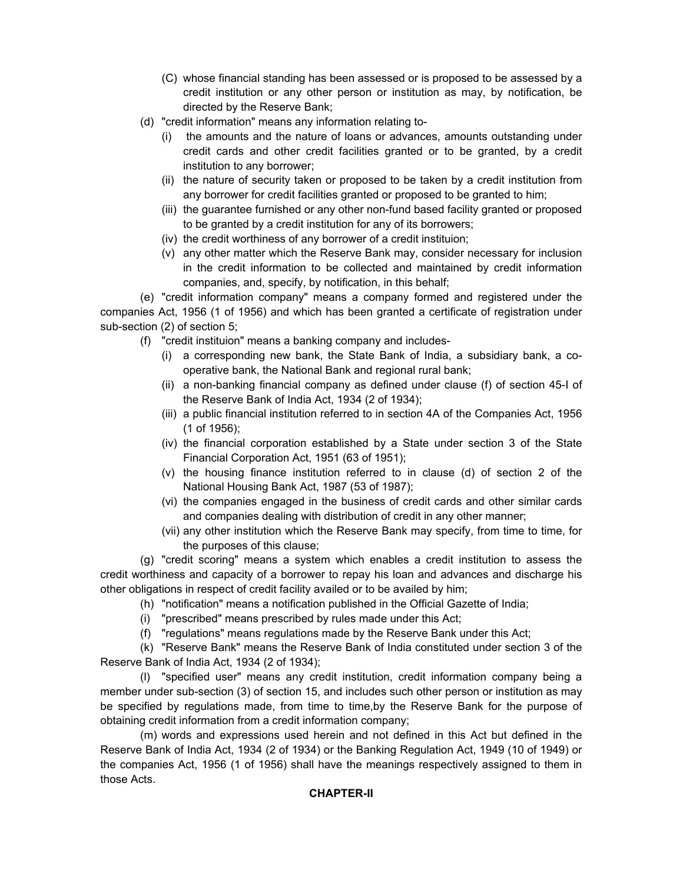(C) whose financial standing has been assessed or is proposed to be assessed by a credit institution or any other person or institution as may, by notification, be directed by the Reserve Bank;

(d) "credit information" means any information relating to-

(i) the amounts and the nature of loans or advances, amounts outstanding under credit cards and other credit facilities granted or to be granted, by a credit institution to any borrower;

(ii) the nature of security taken or proposed to be taken by a credit institution from any borrower for credit facilities granted or proposed to be granted to him;

(iii) the guarantee furnished or any other non-fund based facility granted or proposed to be granted by a credit institution for any of its borrowers;

(iv) the credit worthiness of any borrower of a credit instituion;

(v) any other matter which the Reserve Bank may, consider necessary for inclusion in the credit information to be collected and maintained by credit information companies, and, specify, by notification, in this behalf;

(e) "credit information company" means a company formed and registered under the companies Act, 1956 (1 of 1956) and which has been granted a certificate of registration under sub-section (2) of section 5;

(f) "credit instituion" means a banking company and includes-

(i) a corresponding new bank, the State Bank of India, a subsidiary bank, a co-operative bank, the National Bank and regional rural bank;

(ii) a non-banking financial company as defined under clause (f) of section 45-I of the Reserve Bank of India Act, 1934 (2 of 1934);

(iii) a public financial institution referred to in section 4A of the Companies Act, 1956 (1 of 1956);

(iv) the financial corporation established by a State under section 3 of the State Financial Corporation Act, 1951 (63 of 1951);

(v) the housing finance institution referred to in clause (d) of section 2 of the National Housing Bank Act, 1987 (53 of 1987);

(vi) the companies engaged in the business of credit cards and other similar cards and companies dealing with distribution of credit in any other manner;

(vii) any other institution which the Reserve Bank may specify, from time to time, for the purposes of this clause;

(g) "credit scoring" means a system which enables a credit institution to assess the credit worthiness and capacity of a borrower to repay his loan and advances and discharge his other obligations in respect of credit facility availed or to be availed by him;

(h) "notification" means a notification published in the Official Gazette of India;

(i) "prescribed" means prescribed by rules made under this Act;

(f) "regulations" means regulations made by the Reserve Bank under this Act;

(k) "Reserve Bank" means the Reserve Bank of India constituted under section 3 of the Reserve Bank of India Act, 1934 (2 of 1934);

(l) "specified user" means any credit institution, credit information company being a member under sub-section (3) of section 15, and includes such other person or institution as may be specified by regulations made, from time to time,by the Reserve Bank for the purpose of obtaining credit information from a credit information company;

(m) words and expressions used herein and not defined in this Act but defined in the Reserve Bank of India Act, 1934 (2 of 1934) or the Banking Regulation Act, 1949 (10 of 1949) or the companies Act, 1956 (1 of 1956) shall have the meanings respectively assigned to them in those Acts.

## CHAPTER-II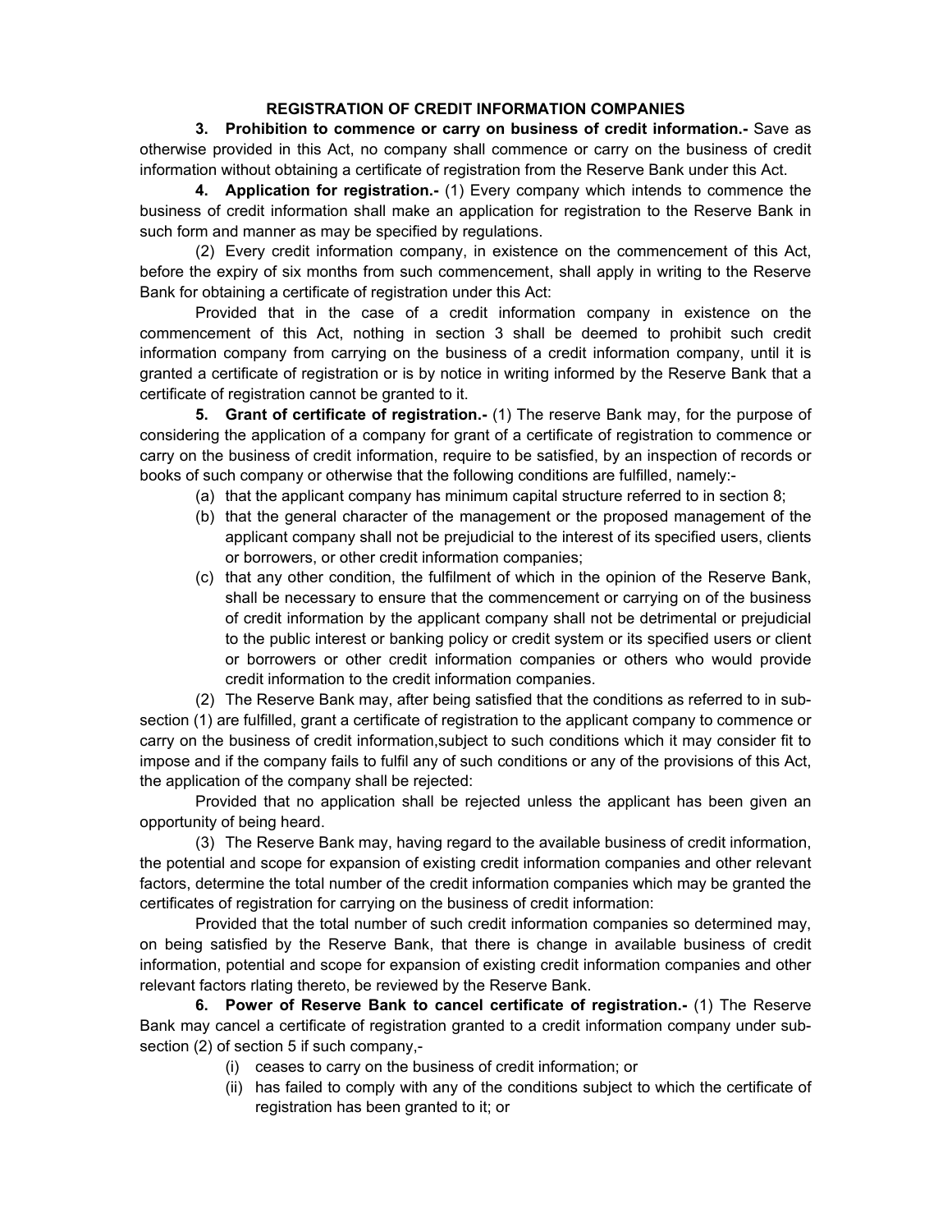## REGISTRATION OF CREDIT INFORMATION COMPANIES

**3. Prohibition to commence or carry on business of credit information.-** Save as otherwise provided in this Act, no company shall commence or carry on the business of credit information without obtaining a certificate of registration from the Reserve Bank under this Act.

**4. Application for registration.-** (1) Every company which intends to commence the business of credit information shall make an application for registration to the Reserve Bank in such form and manner as may be specified by regulations.

(2) Every credit information company, in existence on the commencement of this Act, before the expiry of six months from such commencement, shall apply in writing to the Reserve Bank for obtaining a certificate of registration under this Act:

Provided that in the case of a credit information company in existence on the commencement of this Act, nothing in section 3 shall be deemed to prohibit such credit information company from carrying on the business of a credit information company, until it is granted a certificate of registration or is by notice in writing informed by the Reserve Bank that a certificate of registration cannot be granted to it.

**5. Grant of certificate of registration.-** (1) The reserve Bank may, for the purpose of considering the application of a company for grant of a certificate of registration to commence or carry on the business of credit information, require to be satisfied, by an inspection of records or books of such company or otherwise that the following conditions are fulfilled, namely:-

(a) that the applicant company has minimum capital structure referred to in section 8;

(b) that the general character of the management or the proposed management of the applicant company shall not be prejudicial to the interest of its specified users, clients or borrowers, or other credit information companies;

(c) that any other condition, the fulfilment of which in the opinion of the Reserve Bank, shall be necessary to ensure that the commencement or carrying on of the business of credit information by the applicant company shall not be detrimental or prejudicial to the public interest or banking policy or credit system or its specified users or client or borrowers or other credit information companies or others who would provide credit information to the credit information companies.

(2) The Reserve Bank may, after being satisfied that the conditions as referred to in sub-section (1) are fulfilled, grant a certificate of registration to the applicant company to commence or carry on the business of credit information,subject to such conditions which it may consider fit to impose and if the company fails to fulfil any of such conditions or any of the provisions of this Act, the application of the company shall be rejected:

Provided that no application shall be rejected unless the applicant has been given an opportunity of being heard.

(3) The Reserve Bank may, having regard to the available business of credit information, the potential and scope for expansion of existing credit information companies and other relevant factors, determine the total number of the credit information companies which may be granted the certificates of registration for carrying on the business of credit information:

Provided that the total number of such credit information companies so determined may, on being satisfied by the Reserve Bank, that there is change in available business of credit information, potential and scope for expansion of existing credit information companies and other relevant factors rlating thereto, be reviewed by the Reserve Bank.

**6. Power of Reserve Bank to cancel certificate of registration.-** (1) The Reserve Bank may cancel a certificate of registration granted to a credit information company under sub-section (2) of section 5 if such company,-

(i) ceases to carry on the business of credit information; or

(ii) has failed to comply with any of the conditions subject to which the certificate of registration has been granted to it; or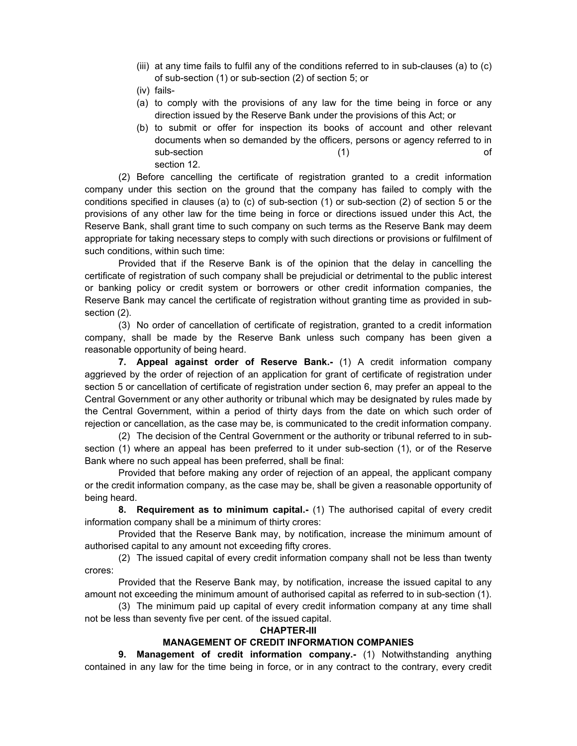(iii) at any time fails to fulfil any of the conditions referred to in sub-clauses (a) to (c) of sub-section (1) or sub-section (2) of section 5; or

(iv) fails-

(a) to comply with the provisions of any law for the time being in force or any direction issued by the Reserve Bank under the provisions of this Act; or

(b) to submit or offer for inspection its books of account and other relevant documents when so demanded by the officers, persons or agency referred to in sub-section (1) of section 12.

(2) Before cancelling the certificate of registration granted to a credit information company under this section on the ground that the company has failed to comply with the conditions specified in clauses (a) to (c) of sub-section (1) or sub-section (2) of section 5 or the provisions of any other law for the time being in force or directions issued under this Act, the Reserve Bank, shall grant time to such company on such terms as the Reserve Bank may deem appropriate for taking necessary steps to comply with such directions or provisions or fulfilment of such conditions, within such time:

Provided that if the Reserve Bank is of the opinion that the delay in cancelling the certificate of registration of such company shall be prejudicial or detrimental to the public interest or banking policy or credit system or borrowers or other credit information companies, the Reserve Bank may cancel the certificate of registration without granting time as provided in sub-section (2).

(3) No order of cancellation of certificate of registration, granted to a credit information company, shall be made by the Reserve Bank unless such company has been given a reasonable opportunity of being heard.

**7. Appeal against order of Reserve Bank.-** (1) A credit information company aggrieved by the order of rejection of an application for grant of certificate of registration under section 5 or cancellation of certificate of registration under section 6, may prefer an appeal to the Central Government or any other authority or tribunal which may be designated by rules made by the Central Government, within a period of thirty days from the date on which such order of rejection or cancellation, as the case may be, is communicated to the credit information company.

(2) The decision of the Central Government or the authority or tribunal referred to in sub-section (1) where an appeal has been preferred to it under sub-section (1), or of the Reserve Bank where no such appeal has been preferred, shall be final:

Provided that before making any order of rejection of an appeal, the applicant company or the credit information company, as the case may be, shall be given a reasonable opportunity of being heard.

**8. Requirement as to minimum capital.-** (1) The authorised capital of every credit information company shall be a minimum of thirty crores:

Provided that the Reserve Bank may, by notification, increase the minimum amount of authorised capital to any amount not exceeding fifty crores.

(2) The issued capital of every credit information company shall not be less than twenty crores:

Provided that the Reserve Bank may, by notification, increase the issued capital to any amount not exceeding the minimum amount of authorised capital as referred to in sub-section (1).

(3) The minimum paid up capital of every credit information company at any time shall not be less than seventy five per cent. of the issued capital.

## CHAPTER-III

## MANAGEMENT OF CREDIT INFORMATION COMPANIES

**9. Management of credit information company.-** (1) Notwithstanding anything contained in any law for the time being in force, or in any contract to the contrary, every credit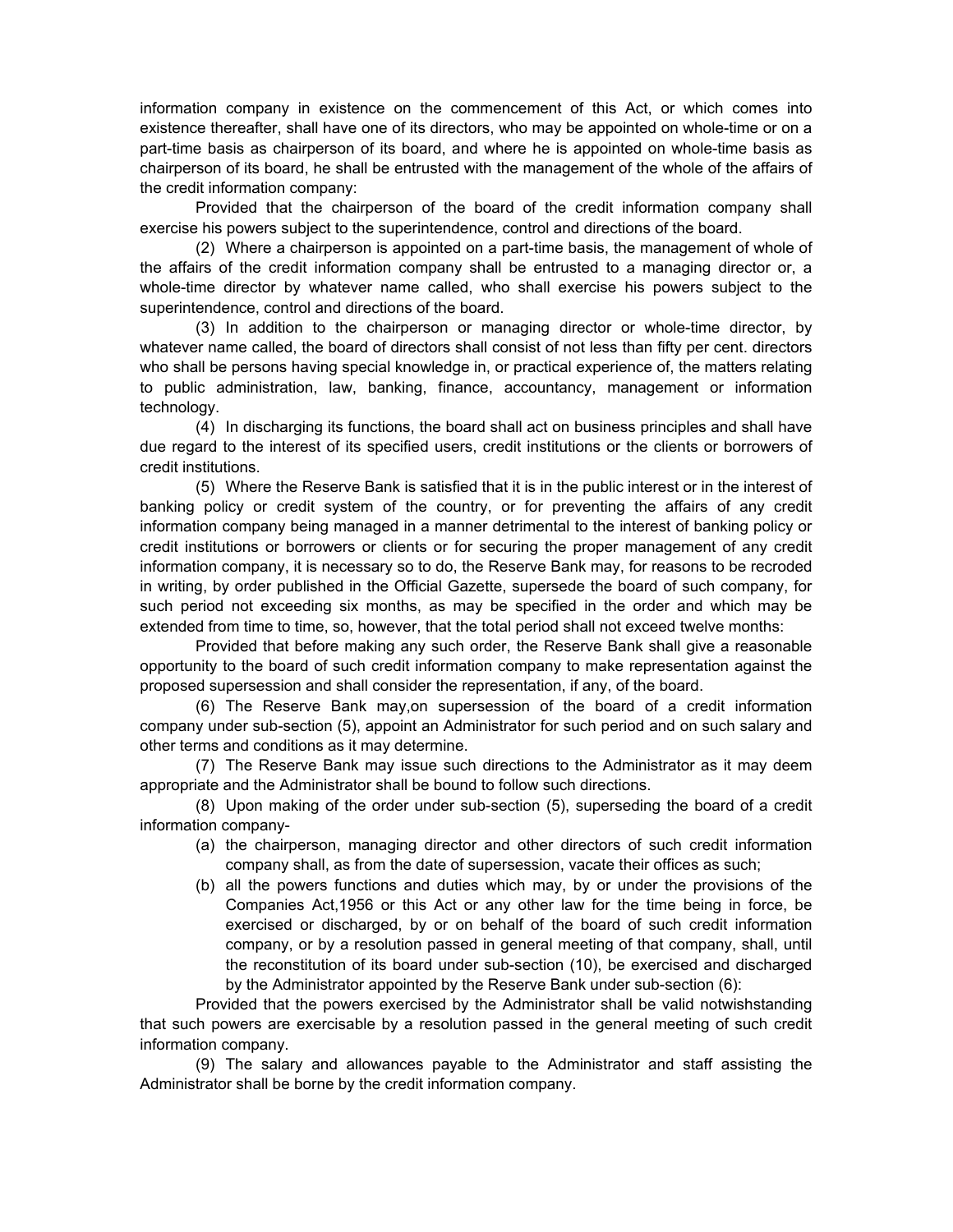information company in existence on the commencement of this Act, or which comes into existence thereafter, shall have one of its directors, who may be appointed on whole-time or on a part-time basis as chairperson of its board, and where he is appointed on whole-time basis as chairperson of its board, he shall be entrusted with the management of the whole of the affairs of the credit information company:

Provided that the chairperson of the board of the credit information company shall exercise his powers subject to the superintendence, control and directions of the board.

(2) Where a chairperson is appointed on a part-time basis, the management of whole of the affairs of the credit information company shall be entrusted to a managing director or, a whole-time director by whatever name called, who shall exercise his powers subject to the superintendence, control and directions of the board.

(3) In addition to the chairperson or managing director or whole-time director, by whatever name called, the board of directors shall consist of not less than fifty per cent. directors who shall be persons having special knowledge in, or practical experience of, the matters relating to public administration, law, banking, finance, accountancy, management or information technology.

(4) In discharging its functions, the board shall act on business principles and shall have due regard to the interest of its specified users, credit institutions or the clients or borrowers of credit institutions.

(5) Where the Reserve Bank is satisfied that it is in the public interest or in the interest of banking policy or credit system of the country, or for preventing the affairs of any credit information company being managed in a manner detrimental to the interest of banking policy or credit institutions or borrowers or clients or for securing the proper management of any credit information company, it is necessary so to do, the Reserve Bank may, for reasons to be recroded in writing, by order published in the Official Gazette, supersede the board of such company, for such period not exceeding six months, as may be specified in the order and which may be extended from time to time, so, however, that the total period shall not exceed twelve months:

Provided that before making any such order, the Reserve Bank shall give a reasonable opportunity to the board of such credit information company to make representation against the proposed supersession and shall consider the representation, if any, of the board.

(6) The Reserve Bank may,on supersession of the board of a credit information company under sub-section (5), appoint an Administrator for such period and on such salary and other terms and conditions as it may determine.

(7) The Reserve Bank may issue such directions to the Administrator as it may deem appropriate and the Administrator shall be bound to follow such directions.

(8) Upon making of the order under sub-section (5), superseding the board of a credit information company-

(a) the chairperson, managing director and other directors of such credit information company shall, as from the date of supersession, vacate their offices as such;

(b) all the powers functions and duties which may, by or under the provisions of the Companies Act,1956 or this Act or any other law for the time being in force, be exercised or discharged, by or on behalf of the board of such credit information company, or by a resolution passed in general meeting of that company, shall, until the reconstitution of its board under sub-section (10), be exercised and discharged by the Administrator appointed by the Reserve Bank under sub-section (6):

Provided that the powers exercised by the Administrator shall be valid notwishstanding that such powers are exercisable by a resolution passed in the general meeting of such credit information company.

(9) The salary and allowances payable to the Administrator and staff assisting the Administrator shall be borne by the credit information company.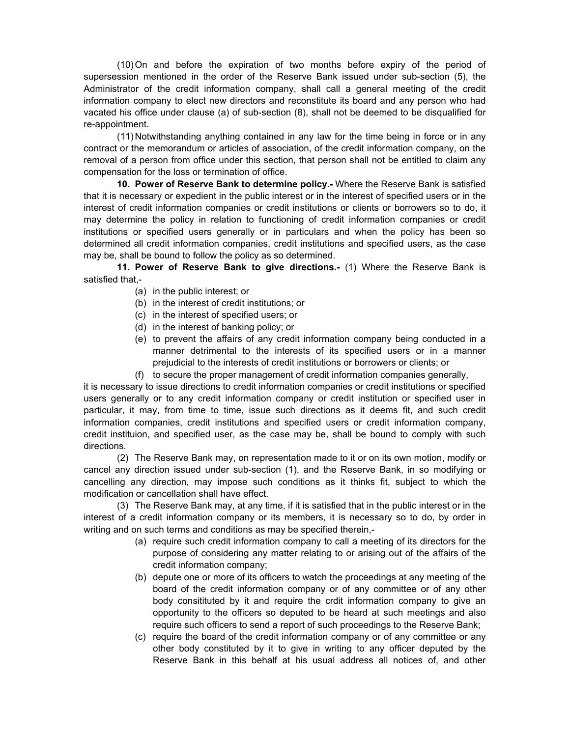(10) On and before the expiration of two months before expiry of the period of supersession mentioned in the order of the Reserve Bank issued under sub-section (5), the Administrator of the credit information company, shall call a general meeting of the credit information company to elect new directors and reconstitute its board and any person who had vacated his office under clause (a) of sub-section (8), shall not be deemed to be disqualified for re-appointment.

(11) Notwithstanding anything contained in any law for the time being in force or in any contract or the memorandum or articles of association, of the credit information company, on the removal of a person from office under this section, that person shall not be entitled to claim any compensation for the loss or termination of office.

**10. Power of Reserve Bank to determine policy.-** Where the Reserve Bank is satisfied that it is necessary or expedient in the public interest or in the interest of specified users or in the interest of credit information companies or credit institutions or clients or borrowers so to do, it may determine the policy in relation to functioning of credit information companies or credit institutions or specified users generally or in particulars and when the policy has been so determined all credit information companies, credit institutions and specified users, as the case may be, shall be bound to follow the policy as so determined.

**11. Power of Reserve Bank to give directions.-** (1) Where the Reserve Bank is satisfied that,-

(a) in the public interest; or

(b) in the interest of credit institutions; or

(c) in the interest of specified users; or

(d) in the interest of banking policy; or

(e) to prevent the affairs of any credit information company being conducted in a manner detrimental to the interests of its specified users or in a manner prejudicial to the interests of credit institutions or borrowers or clients; or

(f) to secure the proper management of credit information companies generally,

it is necessary to issue directions to credit information companies or credit institutions or specified users generally or to any credit information company or credit institution or specified user in particular, it may, from time to time, issue such directions as it deems fit, and such credit information companies, credit institutions and specified users or credit information company, credit instituion, and specified user, as the case may be, shall be bound to comply with such directions.

(2) The Reserve Bank may, on representation made to it or on its own motion, modify or cancel any direction issued under sub-section (1), and the Reserve Bank, in so modifying or cancelling any direction, may impose such conditions as it thinks fit, subject to which the modification or cancellation shall have effect.

(3) The Reserve Bank may, at any time, if it is satisfied that in the public interest or in the interest of a credit information company or its members, it is necessary so to do, by order in writing and on such terms and conditions as may be specified therein,-

(a) require such credit information company to call a meeting of its directors for the purpose of considering any matter relating to or arising out of the affairs of the credit information company;

(b) depute one or more of its officers to watch the proceedings at any meeting of the board of the credit information company or of any committee or of any other body consitituted by it and require the crdit information company to give an opportunity to the officers so deputed to be heard at such meetings and also require such officers to send a report of such proceedings to the Reserve Bank;

(c) require the board of the credit information company or of any committee or any other body constituted by it to give in writing to any officer deputed by the Reserve Bank in this behalf at his usual address all notices of, and other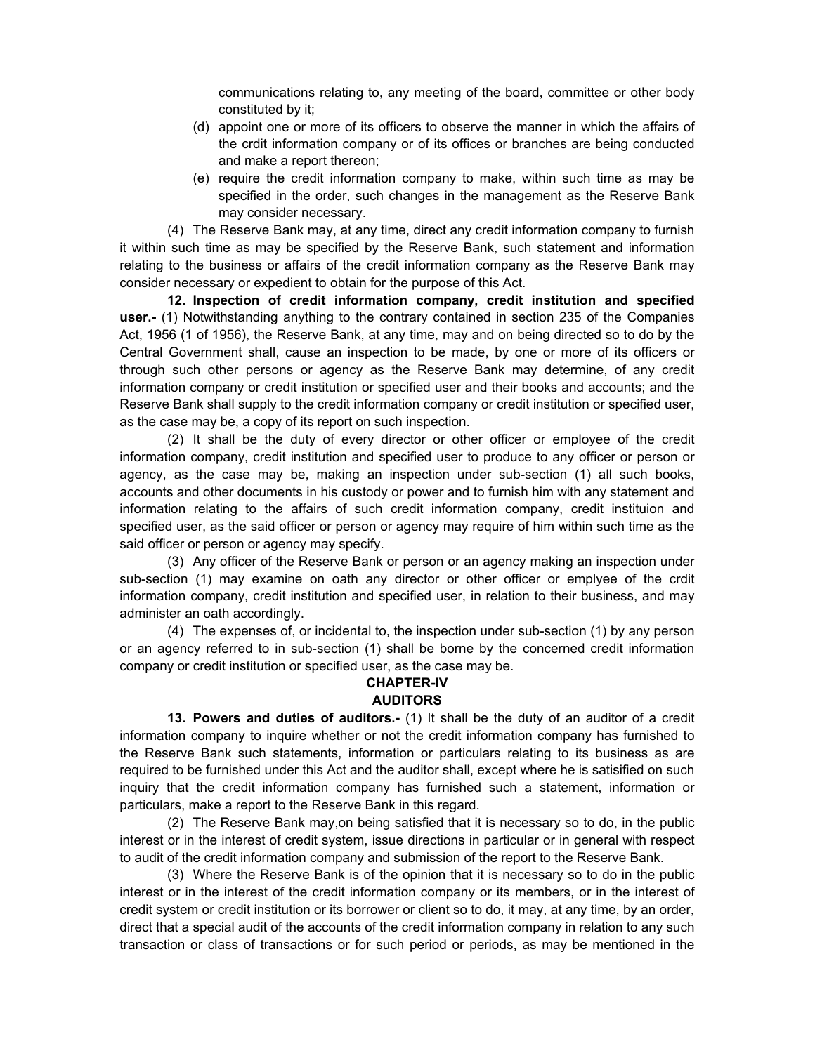communications relating to, any meeting of the board, committee or other body constituted by it;

(d) appoint one or more of its officers to observe the manner in which the affairs of the crdit information company or of its offices or branches are being conducted and make a report thereon;

(e) require the credit information company to make, within such time as may be specified in the order, such changes in the management as the Reserve Bank may consider necessary.

(4) The Reserve Bank may, at any time, direct any credit information company to furnish it within such time as may be specified by the Reserve Bank, such statement and information relating to the business or affairs of the credit information company as the Reserve Bank may consider necessary or expedient to obtain for the purpose of this Act.

**12. Inspection of credit information company, credit institution and specified user.-** (1) Notwithstanding anything to the contrary contained in section 235 of the Companies Act, 1956 (1 of 1956), the Reserve Bank, at any time, may and on being directed so to do by the Central Government shall, cause an inspection to be made, by one or more of its officers or through such other persons or agency as the Reserve Bank may determine, of any credit information company or credit institution or specified user and their books and accounts; and the Reserve Bank shall supply to the credit information company or credit institution or specified user, as the case may be, a copy of its report on such inspection.

(2) It shall be the duty of every director or other officer or employee of the credit information company, credit institution and specified user to produce to any officer or person or agency, as the case may be, making an inspection under sub-section (1) all such books, accounts and other documents in his custody or power and to furnish him with any statement and information relating to the affairs of such credit information company, credit instituion and specified user, as the said officer or person or agency may require of him within such time as the said officer or person or agency may specify.

(3) Any officer of the Reserve Bank or person or an agency making an inspection under sub-section (1) may examine on oath any director or other officer or emplyee of the crdit information company, credit institution and specified user, in relation to their business, and may administer an oath accordingly.

(4) The expenses of, or incidental to, the inspection under sub-section (1) by any person or an agency referred to in sub-section (1) shall be borne by the concerned credit information company or credit institution or specified user, as the case may be.

## CHAPTER-IV
## AUDITORS

**13. Powers and duties of auditors.-** (1) It shall be the duty of an auditor of a credit information company to inquire whether or not the credit information company has furnished to the Reserve Bank such statements, information or particulars relating to its business as are required to be furnished under this Act and the auditor shall, except where he is satisified on such inquiry that the credit information company has furnished such a statement, information or particulars, make a report to the Reserve Bank in this regard.

(2) The Reserve Bank may,on being satisfied that it is necessary so to do, in the public interest or in the interest of credit system, issue directions in particular or in general with respect to audit of the credit information company and submission of the report to the Reserve Bank.

(3) Where the Reserve Bank is of the opinion that it is necessary so to do in the public interest or in the interest of the credit information company or its members, or in the interest of credit system or credit institution or its borrower or client so to do, it may, at any time, by an order, direct that a special audit of the accounts of the credit information company in relation to any such transaction or class of transactions or for such period or periods, as may be mentioned in the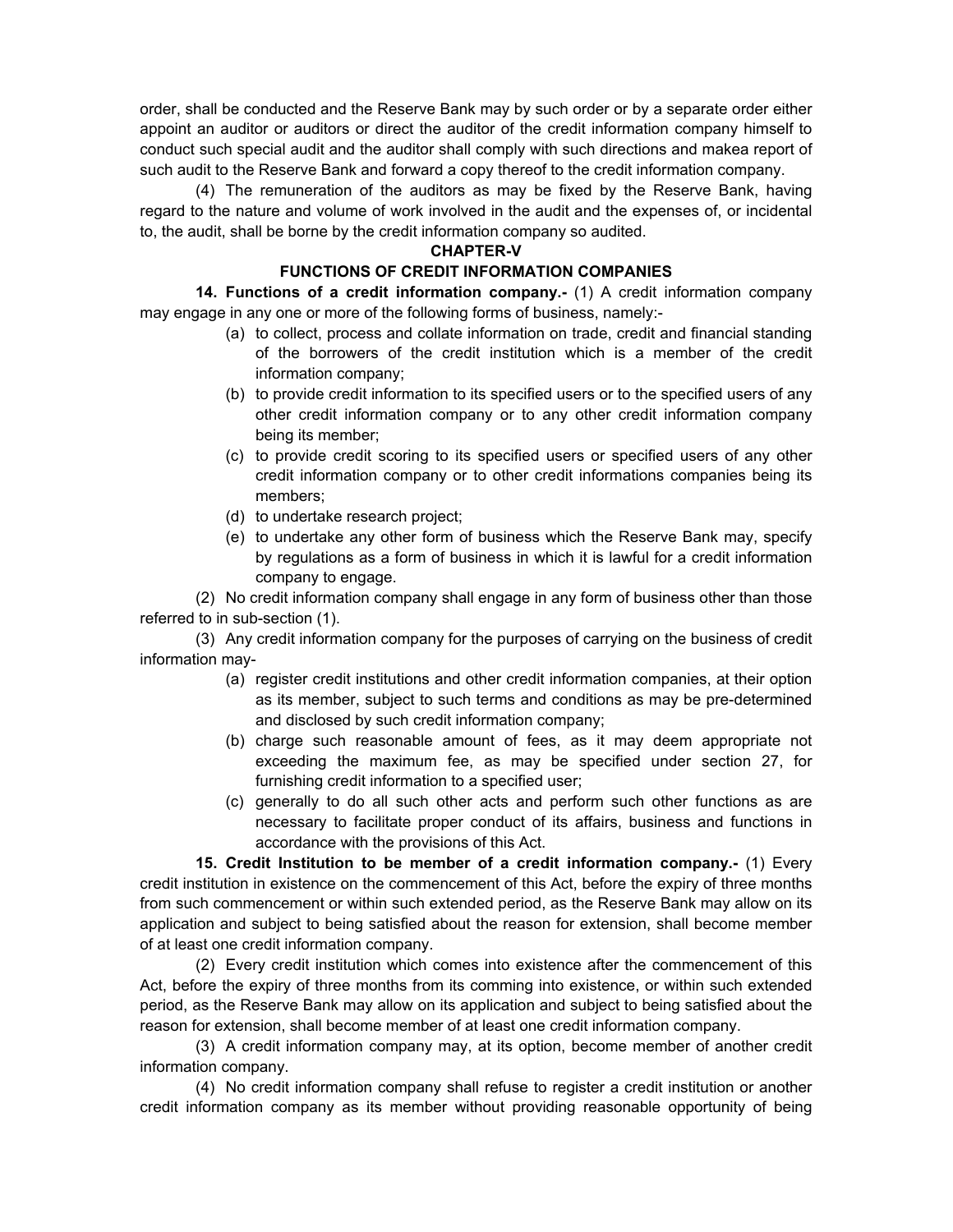order, shall be conducted and the Reserve Bank may by such order or by a separate order either appoint an auditor or auditors or direct the auditor of the credit information company himself to conduct such special audit and the auditor shall comply with such directions and makea report of such audit to the Reserve Bank and forward a copy thereof to the credit information company.

(4) The remuneration of the auditors as may be fixed by the Reserve Bank, having regard to the nature and volume of work involved in the audit and the expenses of, or incidental to, the audit, shall be borne by the credit information company so audited.

## CHAPTER-V

## FUNCTIONS OF CREDIT INFORMATION COMPANIES

**14. Functions of a credit information company.-** (1) A credit information company may engage in any one or more of the following forms of business, namely:-

- (a) to collect, process and collate information on trade, credit and financial standing of the borrowers of the credit institution which is a member of the credit information company;
- (b) to provide credit information to its specified users or to the specified users of any other credit information company or to any other credit information company being its member;
- (c) to provide credit scoring to its specified users or specified users of any other credit information company or to other credit informations companies being its members;
- (d) to undertake research project;
- (e) to undertake any other form of business which the Reserve Bank may, specify by regulations as a form of business in which it is lawful for a credit information company to engage.

(2) No credit information company shall engage in any form of business other than those referred to in sub-section (1).

(3) Any credit information company for the purposes of carrying on the business of credit information may-

- (a) register credit institutions and other credit information companies, at their option as its member, subject to such terms and conditions as may be pre-determined and disclosed by such credit information company;
- (b) charge such reasonable amount of fees, as it may deem appropriate not exceeding the maximum fee, as may be specified under section 27, for furnishing credit information to a specified user;
- (c) generally to do all such other acts and perform such other functions as are necessary to facilitate proper conduct of its affairs, business and functions in accordance with the provisions of this Act.

**15. Credit Institution to be member of a credit information company.-** (1) Every credit institution in existence on the commencement of this Act, before the expiry of three months from such commencement or within such extended period, as the Reserve Bank may allow on its application and subject to being satisfied about the reason for extension, shall become member of at least one credit information company.

(2) Every credit institution which comes into existence after the commencement of this Act, before the expiry of three months from its comming into existence, or within such extended period, as the Reserve Bank may allow on its application and subject to being satisfied about the reason for extension, shall become member of at least one credit information company.

(3) A credit information company may, at its option, become member of another credit information company.

(4) No credit information company shall refuse to register a credit institution or another credit information company as its member without providing reasonable opportunity of being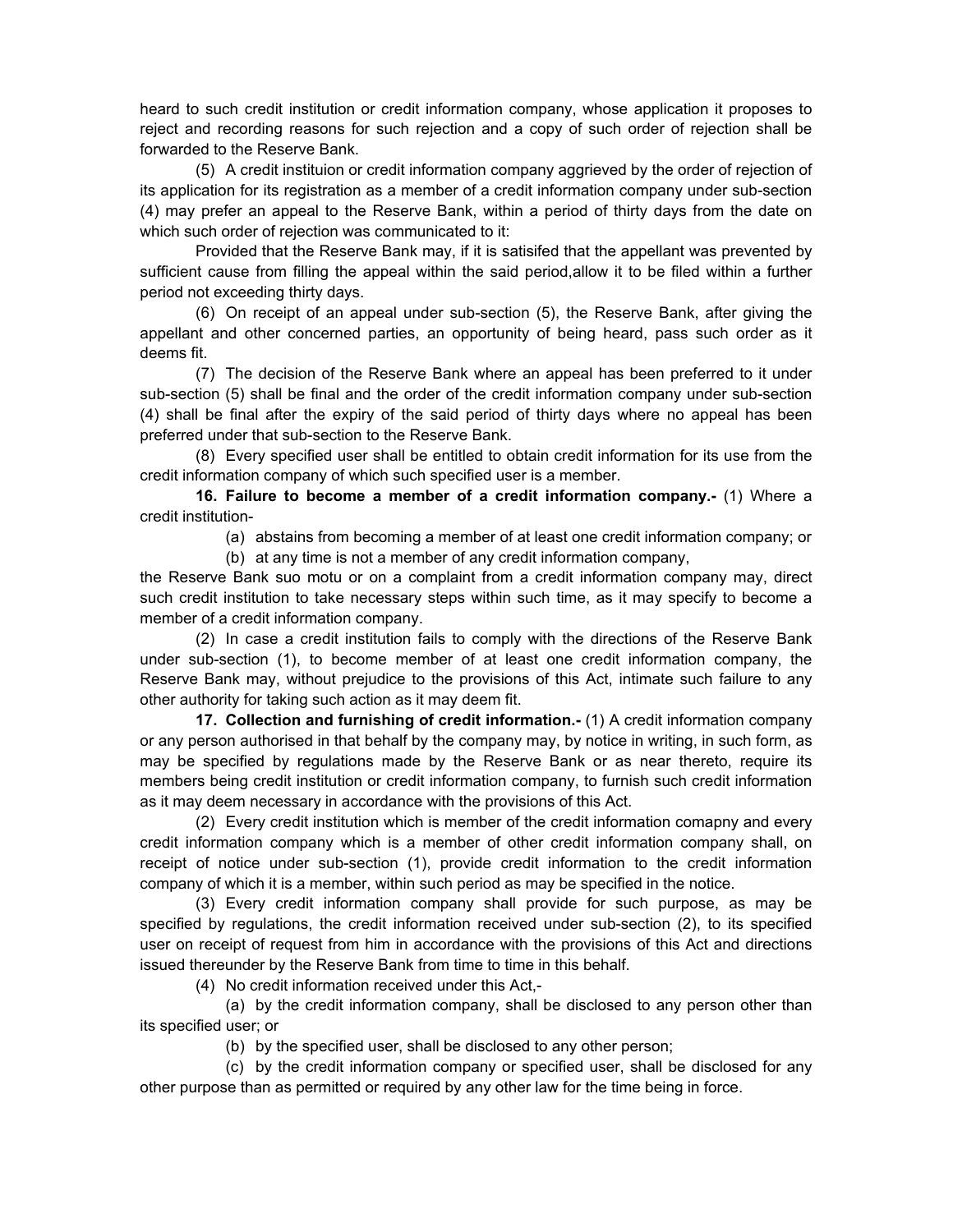heard to such credit institution or credit information company, whose application it proposes to reject and recording reasons for such rejection and a copy of such order of rejection shall be forwarded to the Reserve Bank.

(5) A credit instituion or credit information company aggrieved by the order of rejection of its application for its registration as a member of a credit information company under sub-section (4) may prefer an appeal to the Reserve Bank, within a period of thirty days from the date on which such order of rejection was communicated to it:

Provided that the Reserve Bank may, if it is satisifed that the appellant was prevented by sufficient cause from filling the appeal within the said period,allow it to be filed within a further period not exceeding thirty days.

(6) On receipt of an appeal under sub-section (5), the Reserve Bank, after giving the appellant and other concerned parties, an opportunity of being heard, pass such order as it deems fit.

(7) The decision of the Reserve Bank where an appeal has been preferred to it under sub-section (5) shall be final and the order of the credit information company under sub-section (4) shall be final after the expiry of the said period of thirty days where no appeal has been preferred under that sub-section to the Reserve Bank.

(8) Every specified user shall be entitled to obtain credit information for its use from the credit information company of which such specified user is a member.

**16. Failure to become a member of a credit information company.-** (1) Where a credit institution-

(a) abstains from becoming a member of at least one credit information company; or

(b) at any time is not a member of any credit information company,

the Reserve Bank suo motu or on a complaint from a credit information company may, direct such credit institution to take necessary steps within such time, as it may specify to become a member of a credit information company.

(2) In case a credit institution fails to comply with the directions of the Reserve Bank under sub-section (1), to become member of at least one credit information company, the Reserve Bank may, without prejudice to the provisions of this Act, intimate such failure to any other authority for taking such action as it may deem fit.

**17. Collection and furnishing of credit information.-** (1) A credit information company or any person authorised in that behalf by the company may, by notice in writing, in such form, as may be specified by regulations made by the Reserve Bank or as near thereto, require its members being credit institution or credit information company, to furnish such credit information as it may deem necessary in accordance with the provisions of this Act.

(2) Every credit institution which is member of the credit information comapny and every credit information company which is a member of other credit information company shall, on receipt of notice under sub-section (1), provide credit information to the credit information company of which it is a member, within such period as may be specified in the notice.

(3) Every credit information company shall provide for such purpose, as may be specified by regulations, the credit information received under sub-section (2), to its specified user on receipt of request from him in accordance with the provisions of this Act and directions issued thereunder by the Reserve Bank from time to time in this behalf.

(4) No credit information received under this Act,-

(a) by the credit information company, shall be disclosed to any person other than its specified user; or

(b) by the specified user, shall be disclosed to any other person;

(c) by the credit information company or specified user, shall be disclosed for any other purpose than as permitted or required by any other law for the time being in force.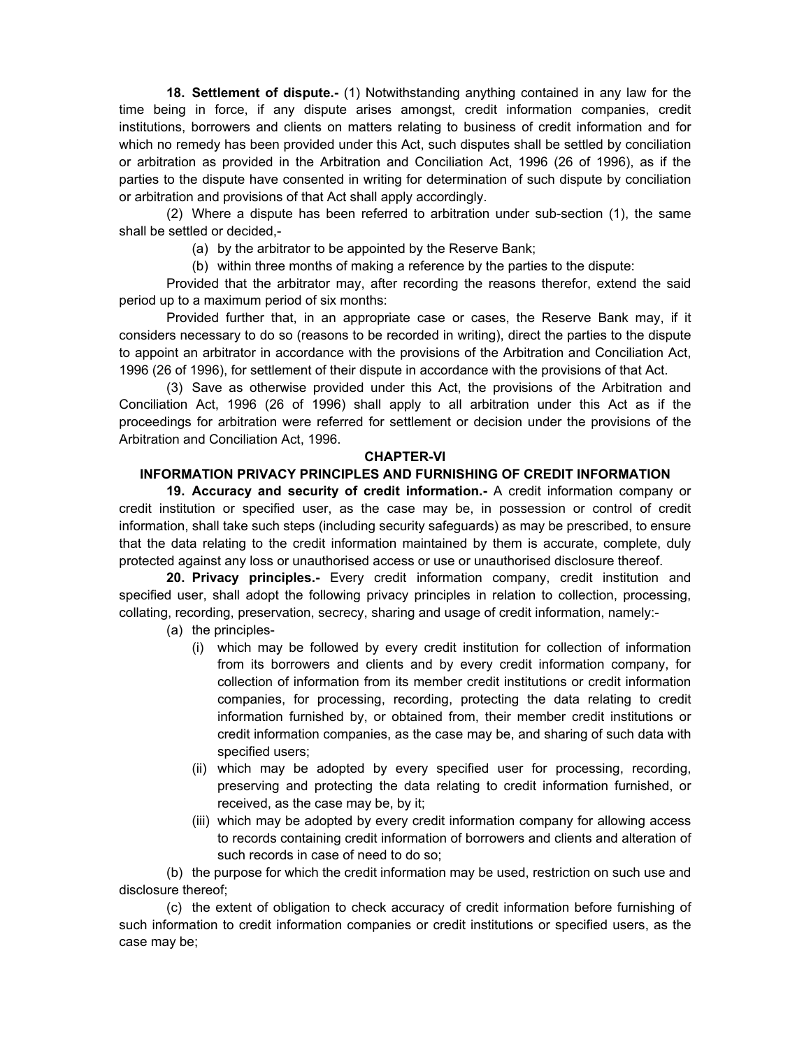**18. Settlement of dispute.-** (1) Notwithstanding anything contained in any law for the time being in force, if any dispute arises amongst, credit information companies, credit institutions, borrowers and clients on matters relating to business of credit information and for which no remedy has been provided under this Act, such disputes shall be settled by conciliation or arbitration as provided in the Arbitration and Conciliation Act, 1996 (26 of 1996), as if the parties to the dispute have consented in writing for determination of such dispute by conciliation or arbitration and provisions of that Act shall apply accordingly.

(2) Where a dispute has been referred to arbitration under sub-section (1), the same shall be settled or decided,-

(a) by the arbitrator to be appointed by the Reserve Bank;

(b) within three months of making a reference by the parties to the dispute:

Provided that the arbitrator may, after recording the reasons therefor, extend the said period up to a maximum period of six months:

Provided further that, in an appropriate case or cases, the Reserve Bank may, if it considers necessary to do so (reasons to be recorded in writing), direct the parties to the dispute to appoint an arbitrator in accordance with the provisions of the Arbitration and Conciliation Act, 1996 (26 of 1996), for settlement of their dispute in accordance with the provisions of that Act.

(3) Save as otherwise provided under this Act, the provisions of the Arbitration and Conciliation Act, 1996 (26 of 1996) shall apply to all arbitration under this Act as if the proceedings for arbitration were referred for settlement or decision under the provisions of the Arbitration and Conciliation Act, 1996.

## CHAPTER-VI

## INFORMATION PRIVACY PRINCIPLES AND FURNISHING OF CREDIT INFORMATION

**19. Accuracy and security of credit information.-** A credit information company or credit institution or specified user, as the case may be, in possession or control of credit information, shall take such steps (including security safeguards) as may be prescribed, to ensure that the data relating to the credit information maintained by them is accurate, complete, duly protected against any loss or unauthorised access or use or unauthorised disclosure thereof.

**20. Privacy principles.-** Every credit information company, credit institution and specified user, shall adopt the following privacy principles in relation to collection, processing, collating, recording, preservation, secrecy, sharing and usage of credit information, namely:-

(a) the principles-

(i) which may be followed by every credit institution for collection of information from its borrowers and clients and by every credit information company, for collection of information from its member credit institutions or credit information companies, for processing, recording, protecting the data relating to credit information furnished by, or obtained from, their member credit institutions or credit information companies, as the case may be, and sharing of such data with specified users;

(ii) which may be adopted by every specified user for processing, recording, preserving and protecting the data relating to credit information furnished, or received, as the case may be, by it;

(iii) which may be adopted by every credit information company for allowing access to records containing credit information of borrowers and clients and alteration of such records in case of need to do so;

(b) the purpose for which the credit information may be used, restriction on such use and disclosure thereof;

(c) the extent of obligation to check accuracy of credit information before furnishing of such information to credit information companies or credit institutions or specified users, as the case may be;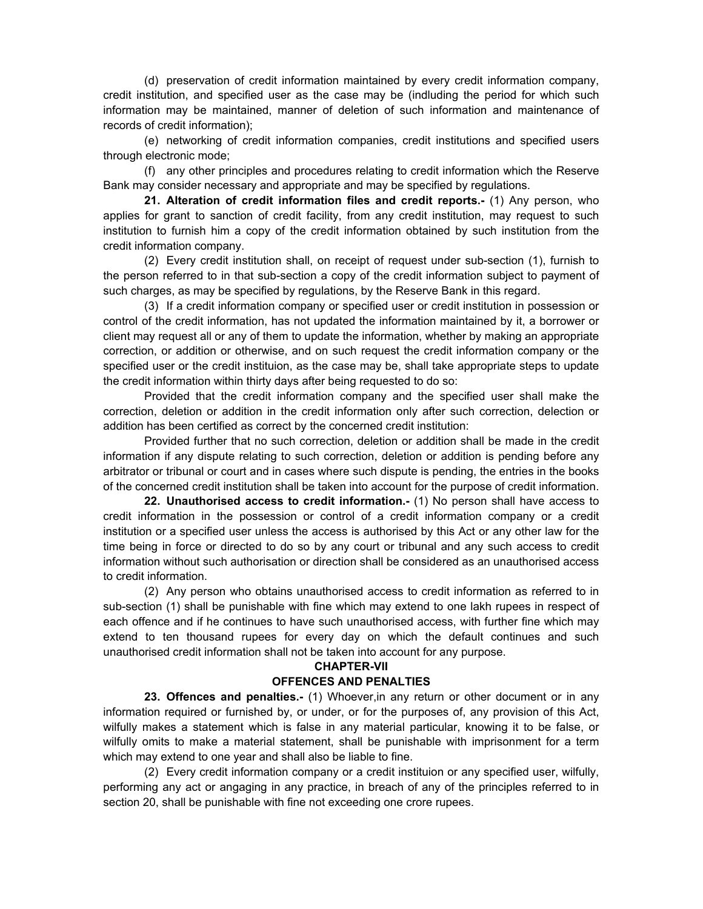(d) preservation of credit information maintained by every credit information company, credit institution, and specified user as the case may be (indluding the period for which such information may be maintained, manner of deletion of such information and maintenance of records of credit information);

(e) networking of credit information companies, credit institutions and specified users through electronic mode;

(f) any other principles and procedures relating to credit information which the Reserve Bank may consider necessary and appropriate and may be specified by regulations.

**21. Alteration of credit information files and credit reports.-** (1) Any person, who applies for grant to sanction of credit facility, from any credit institution, may request to such institution to furnish him a copy of the credit information obtained by such institution from the credit information company.

(2) Every credit institution shall, on receipt of request under sub-section (1), furnish to the person referred to in that sub-section a copy of the credit information subject to payment of such charges, as may be specified by regulations, by the Reserve Bank in this regard.

(3) If a credit information company or specified user or credit institution in possession or control of the credit information, has not updated the information maintained by it, a borrower or client may request all or any of them to update the information, whether by making an appropriate correction, or addition or otherwise, and on such request the credit information company or the specified user or the credit instituion, as the case may be, shall take appropriate steps to update the credit information within thirty days after being requested to do so:

Provided that the credit information company and the specified user shall make the correction, deletion or addition in the credit information only after such correction, delection or addition has been certified as correct by the concerned credit institution:

Provided further that no such correction, deletion or addition shall be made in the credit information if any dispute relating to such correction, deletion or addition is pending before any arbitrator or tribunal or court and in cases where such dispute is pending, the entries in the books of the concerned credit institution shall be taken into account for the purpose of credit information.

**22. Unauthorised access to credit information.-** (1) No person shall have access to credit information in the possession or control of a credit information company or a credit institution or a specified user unless the access is authorised by this Act or any other law for the time being in force or directed to do so by any court or tribunal and any such access to credit information without such authorisation or direction shall be considered as an unauthorised access to credit information.

(2) Any person who obtains unauthorised access to credit information as referred to in sub-section (1) shall be punishable with fine which may extend to one lakh rupees in respect of each offence and if he continues to have such unauthorised access, with further fine which may extend to ten thousand rupees for every day on which the default continues and such unauthorised credit information shall not be taken into account for any purpose.

## CHAPTER-VII

## OFFENCES AND PENALTIES

**23. Offences and penalties.-** (1) Whoever,in any return or other document or in any information required or furnished by, or under, or for the purposes of, any provision of this Act, wilfully makes a statement which is false in any material particular, knowing it to be false, or wilfully omits to make a material statement, shall be punishable with imprisonment for a term which may extend to one year and shall also be liable to fine.

(2) Every credit information company or a credit instituion or any specified user, wilfully, performing any act or angaging in any practice, in breach of any of the principles referred to in section 20, shall be punishable with fine not exceeding one crore rupees.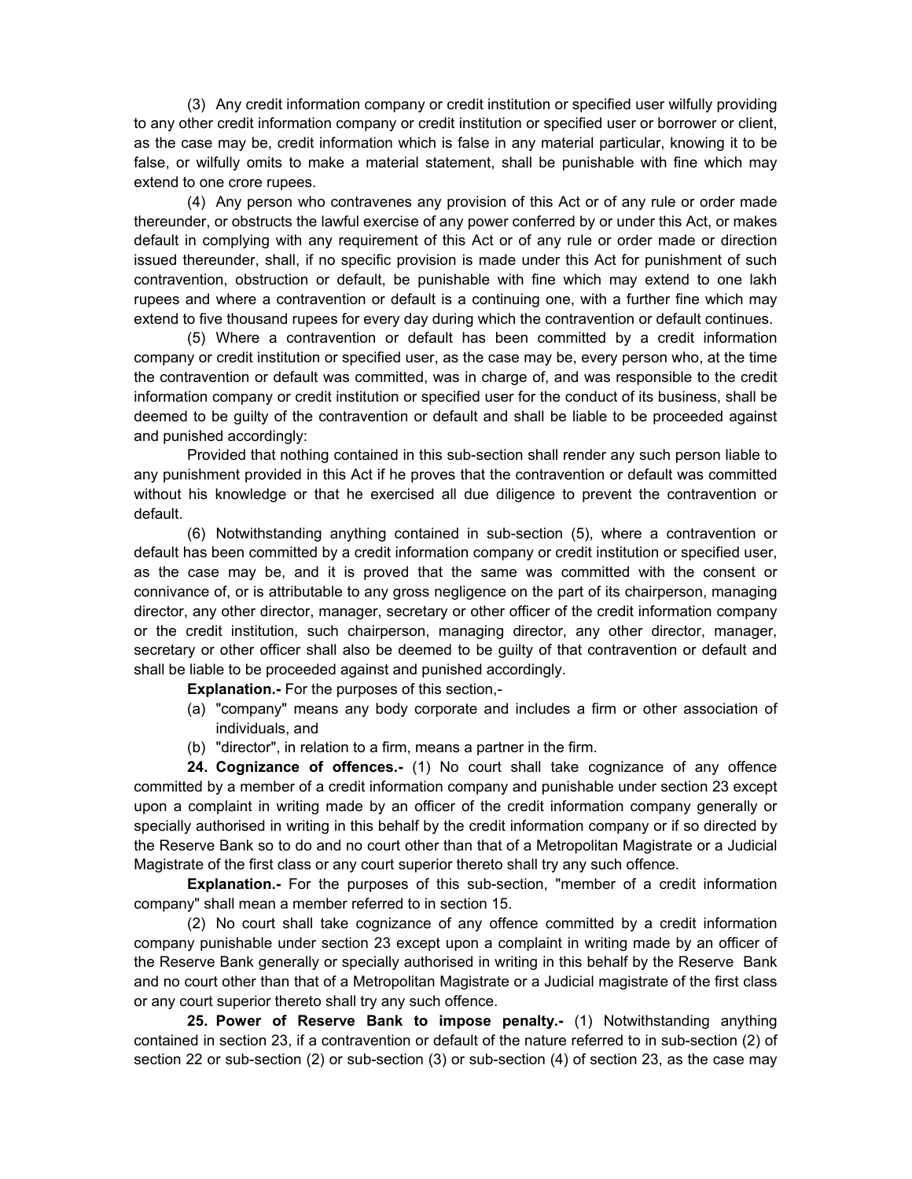(3) Any credit information company or credit institution or specified user wilfully providing to any other credit information company or credit institution or specified user or borrower or client, as the case may be, credit information which is false in any material particular, knowing it to be false, or wilfully omits to make a material statement, shall be punishable with fine which may extend to one crore rupees.

(4) Any person who contravenes any provision of this Act or of any rule or order made thereunder, or obstructs the lawful exercise of any power conferred by or under this Act, or makes default in complying with any requirement of this Act or of any rule or order made or direction issued thereunder, shall, if no specific provision is made under this Act for punishment of such contravention, obstruction or default, be punishable with fine which may extend to one lakh rupees and where a contravention or default is a continuing one, with a further fine which may extend to five thousand rupees for every day during which the contravention or default continues.

(5) Where a contravention or default has been committed by a credit information company or credit institution or specified user, as the case may be, every person who, at the time the contravention or default was committed, was in charge of, and was responsible to the credit information company or credit institution or specified user for the conduct of its business, shall be deemed to be guilty of the contravention or default and shall be liable to be proceeded against and punished accordingly:

Provided that nothing contained in this sub-section shall render any such person liable to any punishment provided in this Act if he proves that the contravention or default was committed without his knowledge or that he exercised all due diligence to prevent the contravention or default.

(6) Notwithstanding anything contained in sub-section (5), where a contravention or default has been committed by a credit information company or credit institution or specified user, as the case may be, and it is proved that the same was committed with the consent or connivance of, or is attributable to any gross negligence on the part of its chairperson, managing director, any other director, manager, secretary or other officer of the credit information company or the credit institution, such chairperson, managing director, any other director, manager, secretary or other officer shall also be deemed to be guilty of that contravention or default and shall be liable to be proceeded against and punished accordingly.

**Explanation.-** For the purposes of this section,-

(a) "company" means any body corporate and includes a firm or other association of individuals, and
(b) "director", in relation to a firm, means a partner in the firm.

**24. Cognizance of offences.-** (1) No court shall take cognizance of any offence committed by a member of a credit information company and punishable under section 23 except upon a complaint in writing made by an officer of the credit information company generally or specially authorised in writing in this behalf by the credit information company or if so directed by the Reserve Bank so to do and no court other than that of a Metropolitan Magistrate or a Judicial Magistrate of the first class or any court superior thereto shall try any such offence.

**Explanation.-** For the purposes of this sub-section, "member of a credit information company" shall mean a member referred to in section 15.

(2) No court shall take cognizance of any offence committed by a credit information company punishable under section 23 except upon a complaint in writing made by an officer of the Reserve Bank generally or specially authorised in writing in this behalf by the Reserve Bank and no court other than that of a Metropolitan Magistrate or a Judicial magistrate of the first class or any court superior thereto shall try any such offence.

**25. Power of Reserve Bank to impose penalty.-** (1) Notwithstanding anything contained in section 23, if a contravention or default of the nature referred to in sub-section (2) of section 22 or sub-section (2) or sub-section (3) or sub-section (4) of section 23, as the case may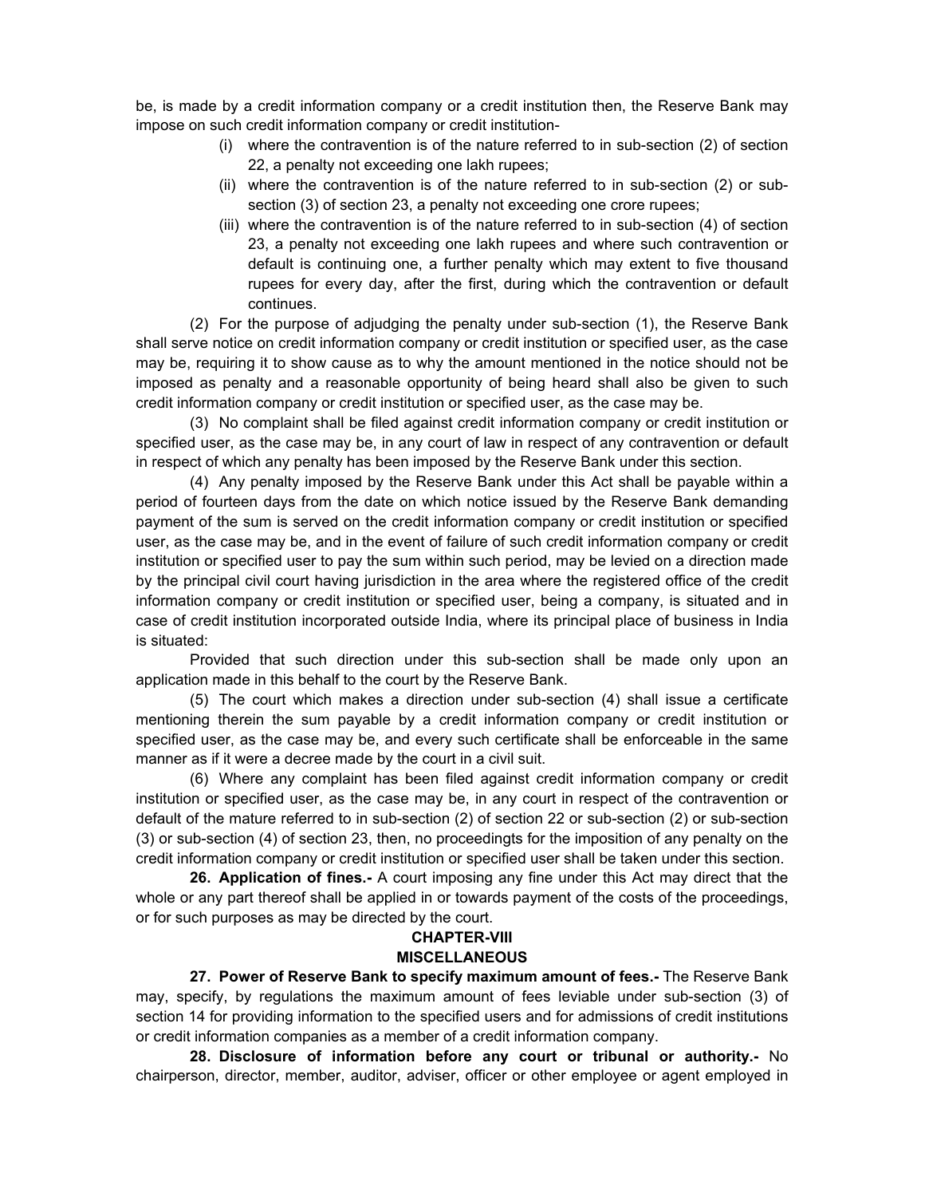be, is made by a credit information company or a credit institution then, the Reserve Bank may impose on such credit information company or credit institution-

- (i) where the contravention is of the nature referred to in sub-section (2) of section 22, a penalty not exceeding one lakh rupees;
- (ii) where the contravention is of the nature referred to in sub-section (2) or sub-section (3) of section 23, a penalty not exceeding one crore rupees;
- (iii) where the contravention is of the nature referred to in sub-section (4) of section 23, a penalty not exceeding one lakh rupees and where such contravention or default is continuing one, a further penalty which may extent to five thousand rupees for every day, after the first, during which the contravention or default continues.

(2) For the purpose of adjudging the penalty under sub-section (1), the Reserve Bank shall serve notice on credit information company or credit institution or specified user, as the case may be, requiring it to show cause as to why the amount mentioned in the notice should not be imposed as penalty and a reasonable opportunity of being heard shall also be given to such credit information company or credit institution or specified user, as the case may be.

(3) No complaint shall be filed against credit information company or credit institution or specified user, as the case may be, in any court of law in respect of any contravention or default in respect of which any penalty has been imposed by the Reserve Bank under this section.

(4) Any penalty imposed by the Reserve Bank under this Act shall be payable within a period of fourteen days from the date on which notice issued by the Reserve Bank demanding payment of the sum is served on the credit information company or credit institution or specified user, as the case may be, and in the event of failure of such credit information company or credit institution or specified user to pay the sum within such period, may be levied on a direction made by the principal civil court having jurisdiction in the area where the registered office of the credit information company or credit institution or specified user, being a company, is situated and in case of credit institution incorporated outside India, where its principal place of business in India is situated:

Provided that such direction under this sub-section shall be made only upon an application made in this behalf to the court by the Reserve Bank.

(5) The court which makes a direction under sub-section (4) shall issue a certificate mentioning therein the sum payable by a credit information company or credit institution or specified user, as the case may be, and every such certificate shall be enforceable in the same manner as if it were a decree made by the court in a civil suit.

(6) Where any complaint has been filed against credit information company or credit institution or specified user, as the case may be, in any court in respect of the contravention or default of the mature referred to in sub-section (2) of section 22 or sub-section (2) or sub-section (3) or sub-section (4) of section 23, then, no proceedingts for the imposition of any penalty on the credit information company or credit institution or specified user shall be taken under this section.

**26. Application of fines.-** A court imposing any fine under this Act may direct that the whole or any part thereof shall be applied in or towards payment of the costs of the proceedings, or for such purposes as may be directed by the court.

## CHAPTER-VIII
## MISCELLANEOUS

**27. Power of Reserve Bank to specify maximum amount of fees.-** The Reserve Bank may, specify, by regulations the maximum amount of fees leviable under sub-section (3) of section 14 for providing information to the specified users and for admissions of credit institutions or credit information companies as a member of a credit information company.

**28. Disclosure of information before any court or tribunal or authority.-** No chairperson, director, member, auditor, adviser, officer or other employee or agent employed in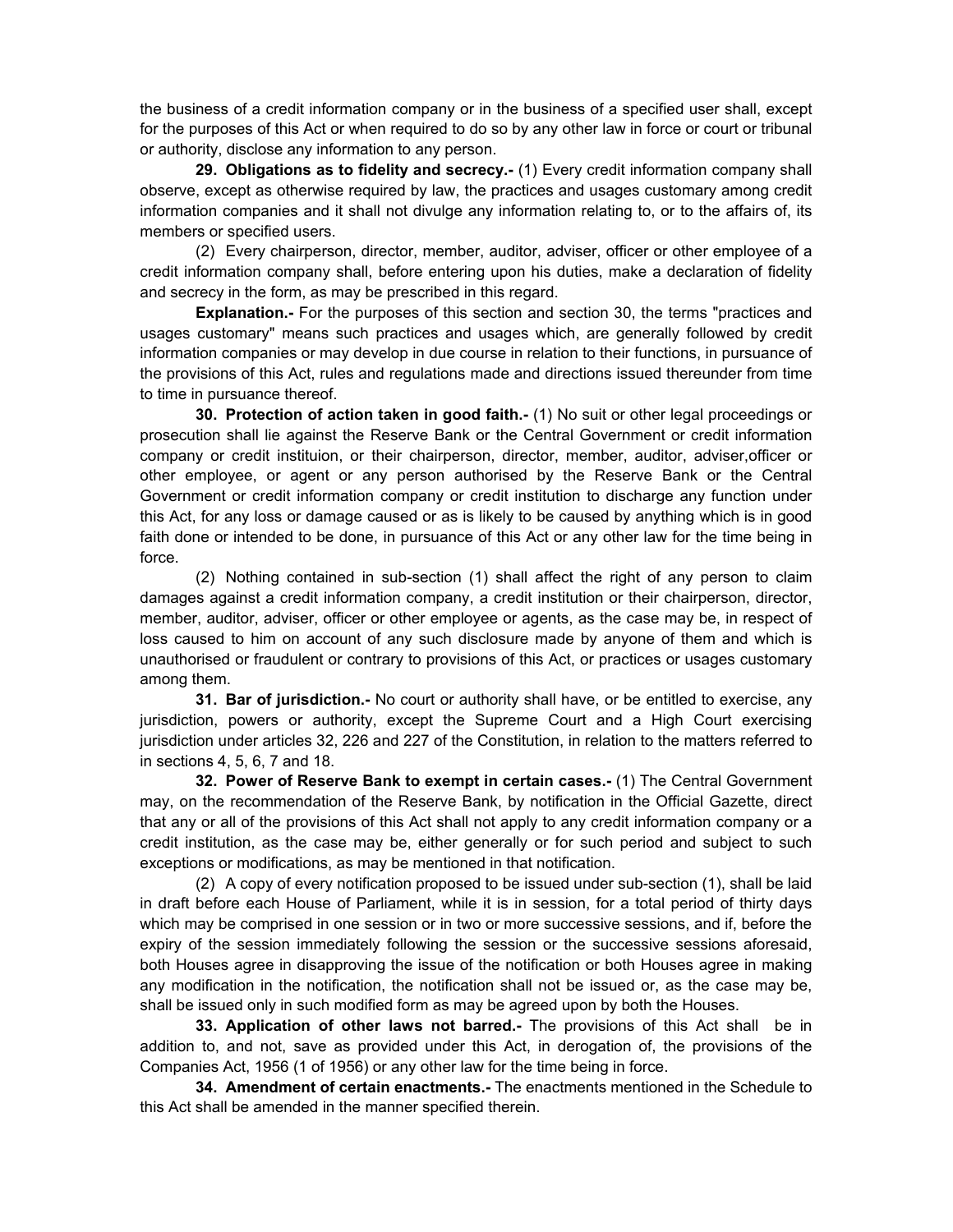the business of a credit information company or in the business of a specified user shall, except for the purposes of this Act or when required to do so by any other law in force or court or tribunal or authority, disclose any information to any person.

**29. Obligations as to fidelity and secrecy.-** (1) Every credit information company shall observe, except as otherwise required by law, the practices and usages customary among credit information companies and it shall not divulge any information relating to, or to the affairs of, its members or specified users.

(2) Every chairperson, director, member, auditor, adviser, officer or other employee of a credit information company shall, before entering upon his duties, make a declaration of fidelity and secrecy in the form, as may be prescribed in this regard.

**Explanation.-** For the purposes of this section and section 30, the terms "practices and usages customary" means such practices and usages which, are generally followed by credit information companies or may develop in due course in relation to their functions, in pursuance of the provisions of this Act, rules and regulations made and directions issued thereunder from time to time in pursuance thereof.

**30. Protection of action taken in good faith.-** (1) No suit or other legal proceedings or prosecution shall lie against the Reserve Bank or the Central Government or credit information company or credit instituion, or their chairperson, director, member, auditor, adviser,officer or other employee, or agent or any person authorised by the Reserve Bank or the Central Government or credit information company or credit institution to discharge any function under this Act, for any loss or damage caused or as is likely to be caused by anything which is in good faith done or intended to be done, in pursuance of this Act or any other law for the time being in force.

(2) Nothing contained in sub-section (1) shall affect the right of any person to claim damages against a credit information company, a credit institution or their chairperson, director, member, auditor, adviser, officer or other employee or agents, as the case may be, in respect of loss caused to him on account of any such disclosure made by anyone of them and which is unauthorised or fraudulent or contrary to provisions of this Act, or practices or usages customary among them.

**31. Bar of jurisdiction.-** No court or authority shall have, or be entitled to exercise, any jurisdiction, powers or authority, except the Supreme Court and a High Court exercising jurisdiction under articles 32, 226 and 227 of the Constitution, in relation to the matters referred to in sections 4, 5, 6, 7 and 18.

**32. Power of Reserve Bank to exempt in certain cases.-** (1) The Central Government may, on the recommendation of the Reserve Bank, by notification in the Official Gazette, direct that any or all of the provisions of this Act shall not apply to any credit information company or a credit institution, as the case may be, either generally or for such period and subject to such exceptions or modifications, as may be mentioned in that notification.

(2) A copy of every notification proposed to be issued under sub-section (1), shall be laid in draft before each House of Parliament, while it is in session, for a total period of thirty days which may be comprised in one session or in two or more successive sessions, and if, before the expiry of the session immediately following the session or the successive sessions aforesaid, both Houses agree in disapproving the issue of the notification or both Houses agree in making any modification in the notification, the notification shall not be issued or, as the case may be, shall be issued only in such modified form as may be agreed upon by both the Houses.

**33. Application of other laws not barred.-** The provisions of this Act shall be in addition to, and not, save as provided under this Act, in derogation of, the provisions of the Companies Act, 1956 (1 of 1956) or any other law for the time being in force.

**34. Amendment of certain enactments.-** The enactments mentioned in the Schedule to this Act shall be amended in the manner specified therein.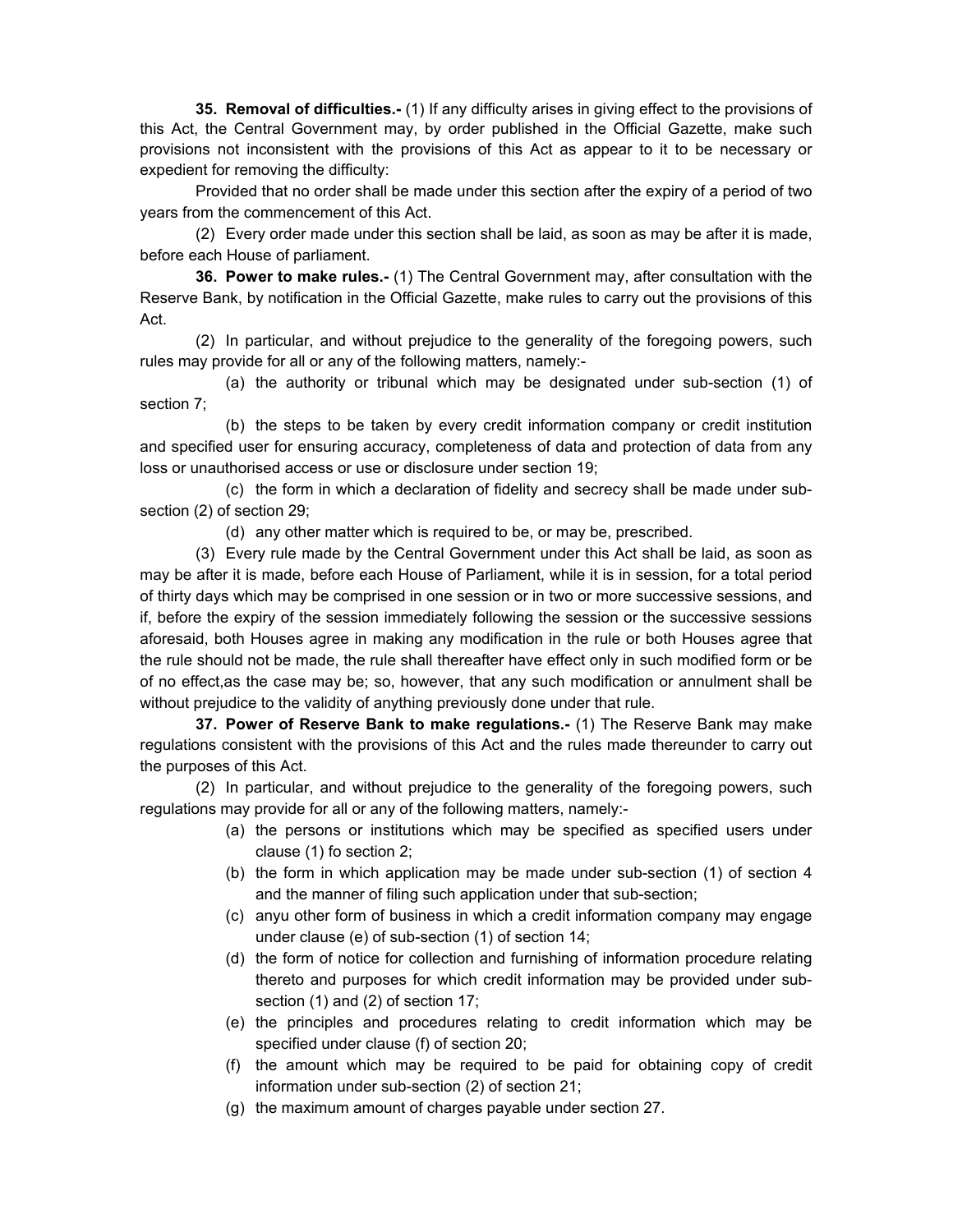**35. Removal of difficulties.-** (1) If any difficulty arises in giving effect to the provisions of this Act, the Central Government may, by order published in the Official Gazette, make such provisions not inconsistent with the provisions of this Act as appear to it to be necessary or expedient for removing the difficulty:

Provided that no order shall be made under this section after the expiry of a period of two years from the commencement of this Act.

(2) Every order made under this section shall be laid, as soon as may be after it is made, before each House of parliament.

**36. Power to make rules.-** (1) The Central Government may, after consultation with the Reserve Bank, by notification in the Official Gazette, make rules to carry out the provisions of this Act.

(2) In particular, and without prejudice to the generality of the foregoing powers, such rules may provide for all or any of the following matters, namely:-

(a) the authority or tribunal which may be designated under sub-section (1) of section 7;

(b) the steps to be taken by every credit information company or credit institution and specified user for ensuring accuracy, completeness of data and protection of data from any loss or unauthorised access or use or disclosure under section 19;

(c) the form in which a declaration of fidelity and secrecy shall be made under sub-section (2) of section 29;

(d) any other matter which is required to be, or may be, prescribed.

(3) Every rule made by the Central Government under this Act shall be laid, as soon as may be after it is made, before each House of Parliament, while it is in session, for a total period of thirty days which may be comprised in one session or in two or more successive sessions, and if, before the expiry of the session immediately following the session or the successive sessions aforesaid, both Houses agree in making any modification in the rule or both Houses agree that the rule should not be made, the rule shall thereafter have effect only in such modified form or be of no effect,as the case may be; so, however, that any such modification or annulment shall be without prejudice to the validity of anything previously done under that rule.

**37. Power of Reserve Bank to make regulations.-** (1) The Reserve Bank may make regulations consistent with the provisions of this Act and the rules made thereunder to carry out the purposes of this Act.

(2) In particular, and without prejudice to the generality of the foregoing powers, such regulations may provide for all or any of the following matters, namely:-

(a) the persons or institutions which may be specified as specified users under clause (1) fo section 2;

(b) the form in which application may be made under sub-section (1) of section 4 and the manner of filing such application under that sub-section;

(c) anyu other form of business in which a credit information company may engage under clause (e) of sub-section (1) of section 14;

(d) the form of notice for collection and furnishing of information procedure relating thereto and purposes for which credit information may be provided under sub-section (1) and (2) of section 17;

(e) the principles and procedures relating to credit information which may be specified under clause (f) of section 20;

(f) the amount which may be required to be paid for obtaining copy of credit information under sub-section (2) of section 21;

(g) the maximum amount of charges payable under section 27.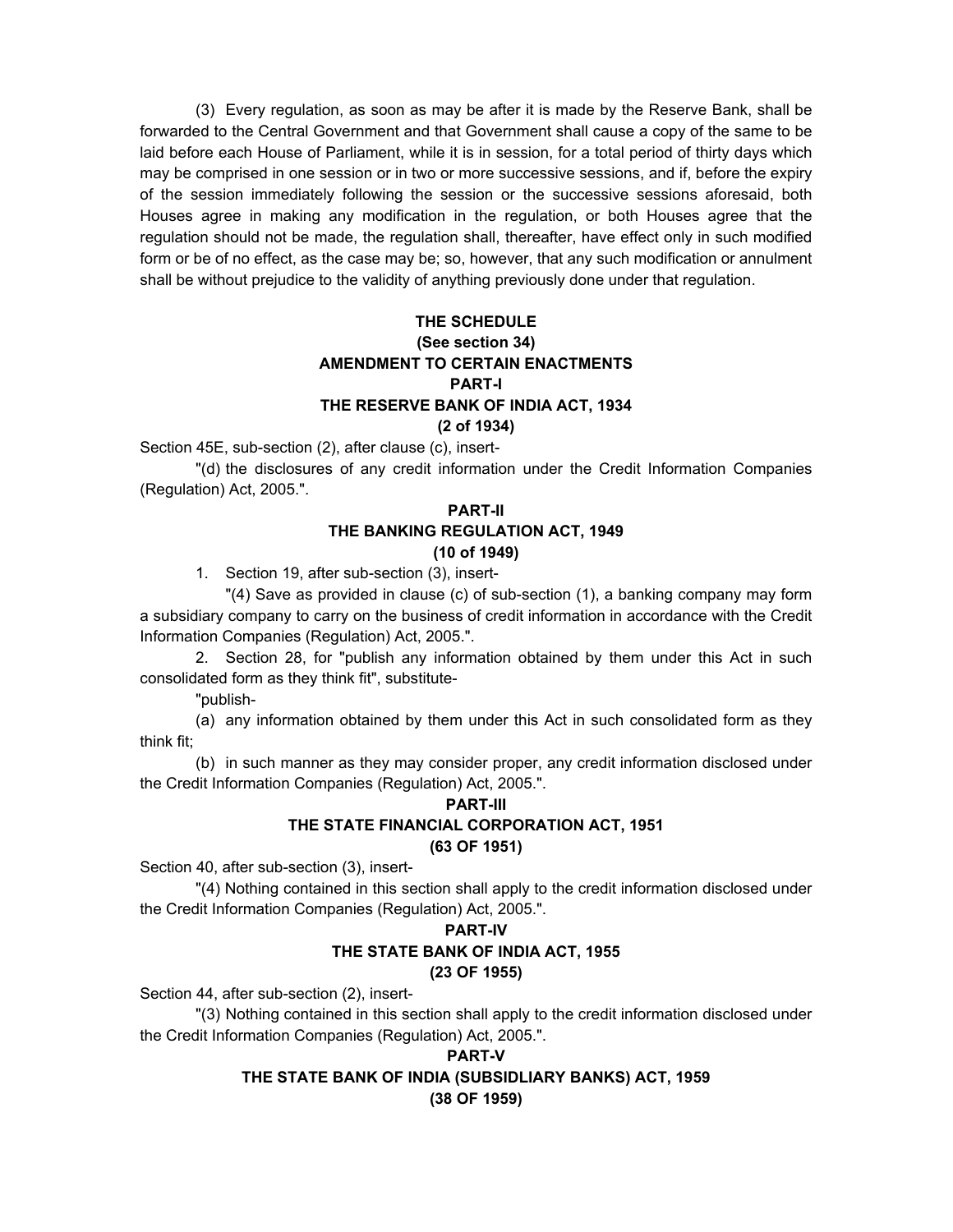(3) Every regulation, as soon as may be after it is made by the Reserve Bank, shall be forwarded to the Central Government and that Government shall cause a copy of the same to be laid before each House of Parliament, while it is in session, for a total period of thirty days which may be comprised in one session or in two or more successive sessions, and if, before the expiry of the session immediately following the session or the successive sessions aforesaid, both Houses agree in making any modification in the regulation, or both Houses agree that the regulation should not be made, the regulation shall, thereafter, have effect only in such modified form or be of no effect, as the case may be; so, however, that any such modification or annulment shall be without prejudice to the validity of anything previously done under that regulation.

## THE SCHEDULE

**(See section 34)**

**AMENDMENT TO CERTAIN ENACTMENTS**

### PART-I

### THE RESERVE BANK OF INDIA ACT, 1934

**(2 of 1934)**

Section 45E, sub-section (2), after clause (c), insert-

"(d) the disclosures of any credit information under the Credit Information Companies (Regulation) Act, 2005.".

### PART-II

### THE BANKING REGULATION ACT, 1949

**(10 of 1949)**

1. Section 19, after sub-section (3), insert-

"(4) Save as provided in clause (c) of sub-section (1), a banking company may form a subsidiary company to carry on the business of credit information in accordance with the Credit Information Companies (Regulation) Act, 2005.".

2. Section 28, for "publish any information obtained by them under this Act in such consolidated form as they think fit", substitute-

"publish-

(a) any information obtained by them under this Act in such consolidated form as they think fit;

(b) in such manner as they may consider proper, any credit information disclosed under the Credit Information Companies (Regulation) Act, 2005.".

### PART-III

### THE STATE FINANCIAL CORPORATION ACT, 1951

**(63 OF 1951)**

Section 40, after sub-section (3), insert-

"(4) Nothing contained in this section shall apply to the credit information disclosed under the Credit Information Companies (Regulation) Act, 2005.".

### PART-IV

### THE STATE BANK OF INDIA ACT, 1955

**(23 OF 1955)**

Section 44, after sub-section (2), insert-

"(3) Nothing contained in this section shall apply to the credit information disclosed under the Credit Information Companies (Regulation) Act, 2005.".

### PART-V

### THE STATE BANK OF INDIA (SUBSIDLIARY BANKS) ACT, 1959

**(38 OF 1959)**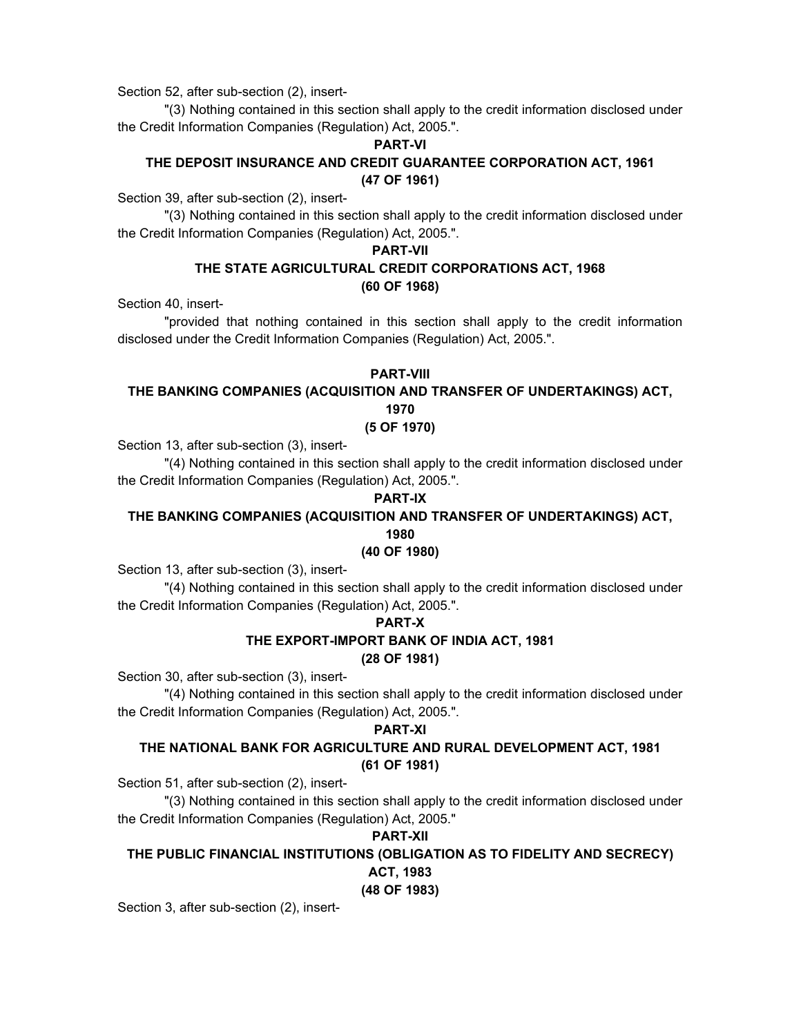Section 52, after sub-section (2), insert-

"(3) Nothing contained in this section shall apply to the credit information disclosed under the Credit Information Companies (Regulation) Act, 2005.".

**PART-VI**

**THE DEPOSIT INSURANCE AND CREDIT GUARANTEE CORPORATION ACT, 1961**
**(47 OF 1961)**

Section 39, after sub-section (2), insert-

"(3) Nothing contained in this section shall apply to the credit information disclosed under the Credit Information Companies (Regulation) Act, 2005.".

**PART-VII**

**THE STATE AGRICULTURAL CREDIT CORPORATIONS ACT, 1968**
**(60 OF 1968)**

Section 40, insert-

"provided that nothing contained in this section shall apply to the credit information disclosed under the Credit Information Companies (Regulation) Act, 2005.".

**PART-VIII**

**THE BANKING COMPANIES (ACQUISITION AND TRANSFER OF UNDERTAKINGS) ACT, 1970**
**(5 OF 1970)**

Section 13, after sub-section (3), insert-

"(4) Nothing contained in this section shall apply to the credit information disclosed under the Credit Information Companies (Regulation) Act, 2005.".

**PART-IX**

**THE BANKING COMPANIES (ACQUISITION AND TRANSFER OF UNDERTAKINGS) ACT, 1980**
**(40 OF 1980)**

Section 13, after sub-section (3), insert-

"(4) Nothing contained in this section shall apply to the credit information disclosed under the Credit Information Companies (Regulation) Act, 2005.".

**PART-X**

**THE EXPORT-IMPORT BANK OF INDIA ACT, 1981**
**(28 OF 1981)**

Section 30, after sub-section (3), insert-

"(4) Nothing contained in this section shall apply to the credit information disclosed under the Credit Information Companies (Regulation) Act, 2005.".

**PART-XI**

**THE NATIONAL BANK FOR AGRICULTURE AND RURAL DEVELOPMENT ACT, 1981**
**(61 OF 1981)**

Section 51, after sub-section (2), insert-

"(3) Nothing contained in this section shall apply to the credit information disclosed under the Credit Information Companies (Regulation) Act, 2005."

**PART-XII**

**THE PUBLIC FINANCIAL INSTITUTIONS (OBLIGATION AS TO FIDELITY AND SECRECY) ACT, 1983**
**(48 OF 1983)**

Section 3, after sub-section (2), insert-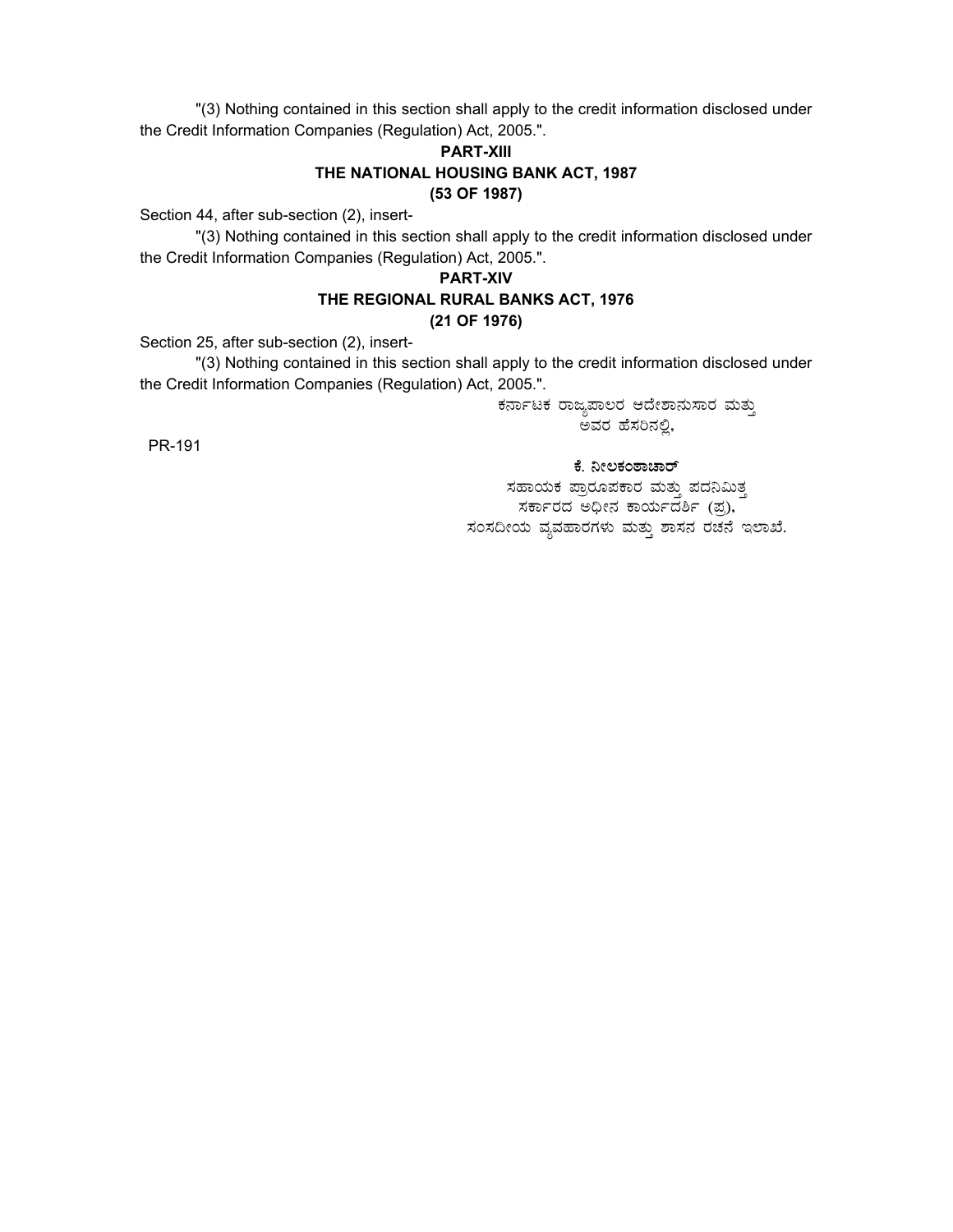"(3) Nothing contained in this section shall apply to the credit information disclosed under the Credit Information Companies (Regulation) Act, 2005.".

**PART-XIII**

**THE NATIONAL HOUSING BANK ACT, 1987**

**(53 OF 1987)**

Section 44, after sub-section (2), insert-

"(3) Nothing contained in this section shall apply to the credit information disclosed under the Credit Information Companies (Regulation) Act, 2005.".

**PART-XIV**

**THE REGIONAL RURAL BANKS ACT, 1976**

**(21 OF 1976)**

Section 25, after sub-section (2), insert-

"(3) Nothing contained in this section shall apply to the credit information disclosed under the Credit Information Companies (Regulation) Act, 2005.".

ಕರ್ನಾಟಕ ರಾಜ್ಯಪಾಲರ ಆದೇಶಾನುಸಾರ ಮತ್ತು
ಅವರ ಹೆಸರಿನಲ್ಲಿ,

PR-191

**ಕೆ. ನೀಲಕಂಠಾಚಾರ್**

ಸಹಾಯಕ ಪ್ರಾರೂಪಕಾರ ಮತ್ತು ಪದನಿಮಿತ್ತ
ಸರ್ಕಾರದ ಅಧೀನ ಕಾರ್ಯದರ್ಶಿ (ಪ್ರ),
ಸಂಸದೀಯ ವ್ಯವಹಾರಗಳು ಮತ್ತು ಶಾಸನ ರಚನೆ ಇಲಾಖೆ.